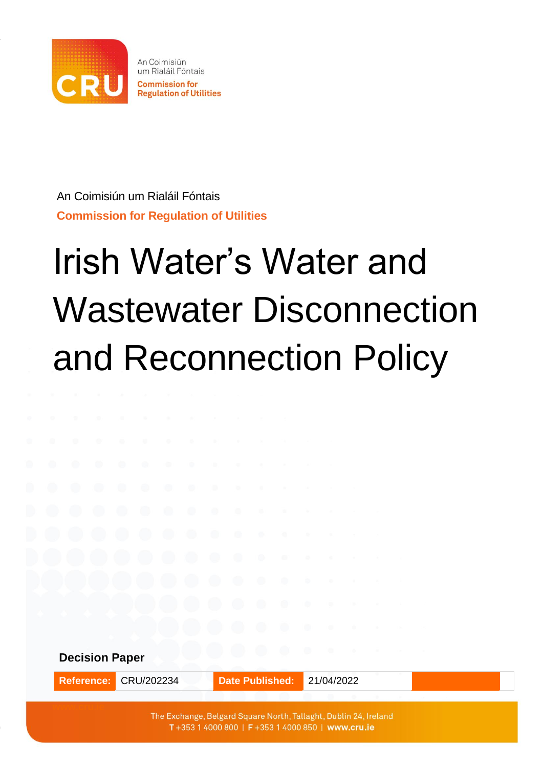An Coimisiún um Rialáil Fóntais

**Commission for Regulation of Utilities**

# Irish Water's Water and Wastewater Disconnection and Reconnection Policy

**Decision Paper**

| Reference: | CRU/202234 | Date Published: | 21/04/2022 |
| --- | --- | --- | --- |

The Exchange, Belgard Square North, Tallaght, Dublin 24, Ireland
T +353 1 4000 800 | F +353 1 4000 850 | www.cru.ie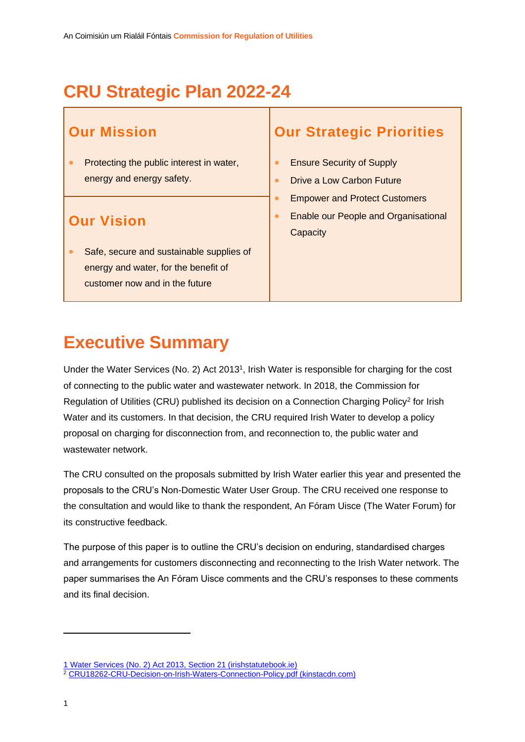# CRU Strategic Plan 2022-24

| Our Mission | Our Strategic Priorities |
| --- | --- |
| • Protecting the public interest in water, energy and energy safety. | • Ensure Security of Supply<br>• Drive a Low Carbon Future<br>• Empower and Protect Customers<br>• Enable our People and Organisational Capacity |
| **Our Vision** | |
| • Safe, secure and sustainable supplies of energy and water, for the benefit of customer now and in the future | |

# Executive Summary

Under the Water Services (No. 2) Act 2013[1], Irish Water is responsible for charging for the cost of connecting to the public water and wastewater network. In 2018, the Commission for Regulation of Utilities (CRU) published its decision on a Connection Charging Policy[2] for Irish Water and its customers. In that decision, the CRU required Irish Water to develop a policy proposal on charging for disconnection from, and reconnection to, the public water and wastewater network.

The CRU consulted on the proposals submitted by Irish Water earlier this year and presented the proposals to the CRU's Non-Domestic Water User Group. The CRU received one response to the consultation and would like to thank the respondent, An Fóram Uisce (The Water Forum) for its constructive feedback.

The purpose of this paper is to outline the CRU's decision on enduring, standardised charges and arrangements for customers disconnecting and reconnecting to the Irish Water network. The paper summarises the An Fóram Uisce comments and the CRU's responses to these comments and its final decision.

---

[1] Water Services (No. 2) Act 2013, Section 21 (irishstatutebook.ie)

[2] CRU18262-CRU-Decision-on-Irish-Waters-Connection-Policy.pdf (kinstacdn.com)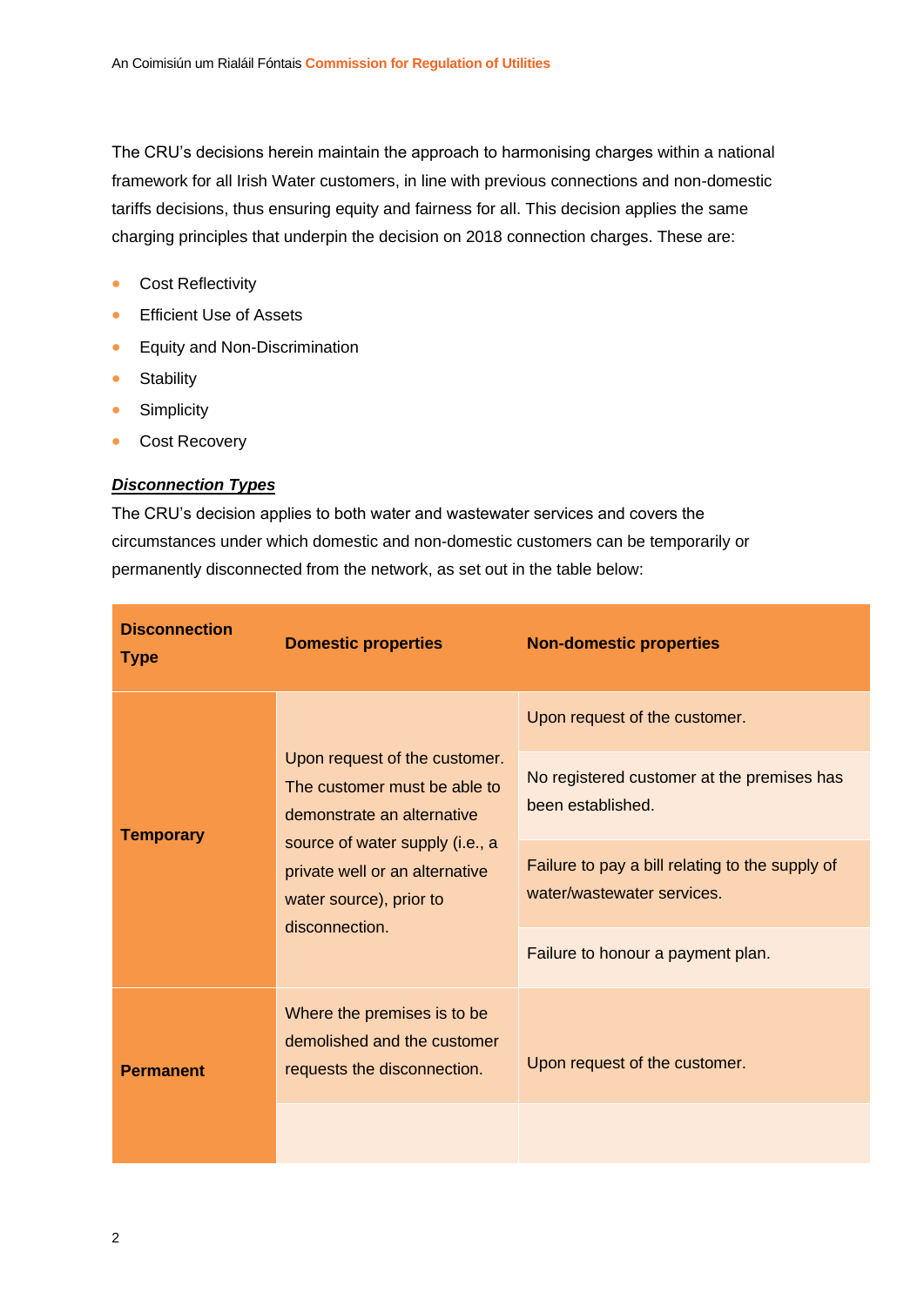The CRU's decisions herein maintain the approach to harmonising charges within a national framework for all Irish Water customers, in line with previous connections and non-domestic tariffs decisions, thus ensuring equity and fairness for all. This decision applies the same charging principles that underpin the decision on 2018 connection charges. These are:

- Cost Reflectivity
- Efficient Use of Assets
- Equity and Non-Discrimination
- Stability
- Simplicity
- Cost Recovery

***Disconnection Types***

The CRU's decision applies to both water and wastewater services and covers the circumstances under which domestic and non-domestic customers can be temporarily or permanently disconnected from the network, as set out in the table below:

| Disconnection Type | Domestic properties | Non-domestic properties |
|---|---|---|
| **Temporary** | Upon request of the customer. The customer must be able to demonstrate an alternative source of water supply (i.e., a private well or an alternative water source), prior to disconnection. | Upon request of the customer. |
| | | No registered customer at the premises has been established. |
| | | Failure to pay a bill relating to the supply of water/wastewater services. |
| | | Failure to honour a payment plan. |
| **Permanent** | Where the premises is to be demolished and the customer requests the disconnection. | Upon request of the customer. |
| | | |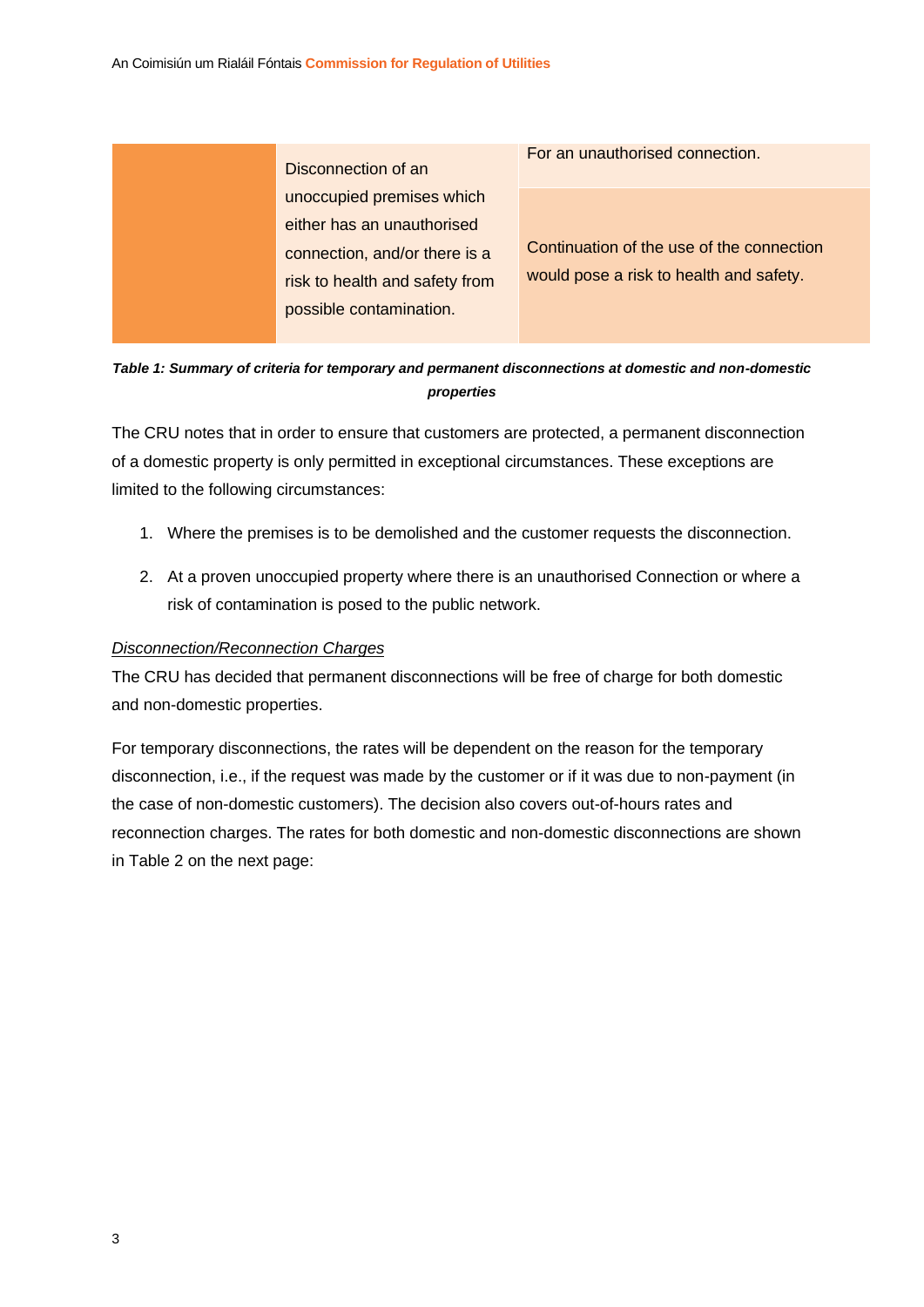| | | |
|---|---|---|
| | Disconnection of an unoccupied premises which either has an unauthorised connection, and/or there is a risk to health and safety from possible contamination. | For an unauthorised connection. |
| | | Continuation of the use of the connection would pose a risk to health and safety. |

***Table 1: Summary of criteria for temporary and permanent disconnections at domestic and non-domestic properties***

The CRU notes that in order to ensure that customers are protected, a permanent disconnection of a domestic property is only permitted in exceptional circumstances. These exceptions are limited to the following circumstances:

1. Where the premises is to be demolished and the customer requests the disconnection.
2. At a proven unoccupied property where there is an unauthorised Connection or where a risk of contamination is posed to the public network.

*Disconnection/Reconnection Charges*

The CRU has decided that permanent disconnections will be free of charge for both domestic and non-domestic properties.

For temporary disconnections, the rates will be dependent on the reason for the temporary disconnection, i.e., if the request was made by the customer or if it was due to non-payment (in the case of non-domestic customers). The decision also covers out-of-hours rates and reconnection charges. The rates for both domestic and non-domestic disconnections are shown in Table 2 on the next page: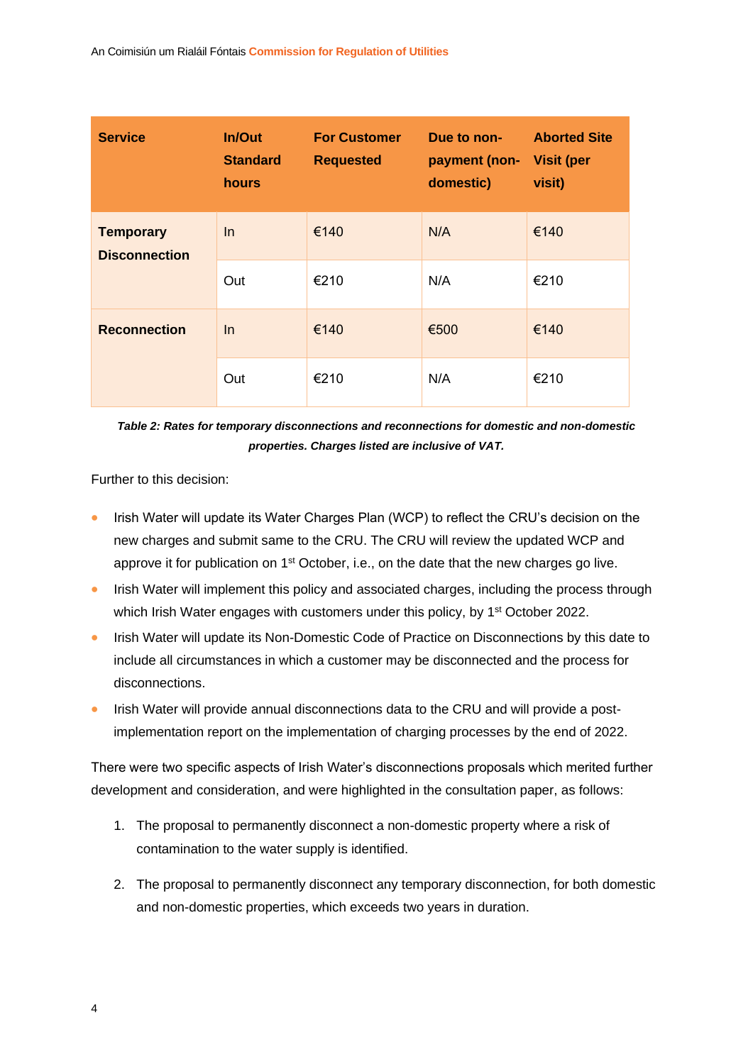| Service | In/Out Standard hours | For Customer Requested | Due to non-payment (non-domestic) | Aborted Site Visit (per visit) |
| --- | --- | --- | --- | --- |
| **Temporary Disconnection** | In | €140 | N/A | €140 |
| | Out | €210 | N/A | €210 |
| **Reconnection** | In | €140 | €500 | €140 |
| | Out | €210 | N/A | €210 |

***Table 2: Rates for temporary disconnections and reconnections for domestic and non-domestic properties. Charges listed are inclusive of VAT.***

Further to this decision:

- Irish Water will update its Water Charges Plan (WCP) to reflect the CRU's decision on the new charges and submit same to the CRU. The CRU will review the updated WCP and approve it for publication on 1st October, i.e., on the date that the new charges go live.
- Irish Water will implement this policy and associated charges, including the process through which Irish Water engages with customers under this policy, by 1st October 2022.
- Irish Water will update its Non-Domestic Code of Practice on Disconnections by this date to include all circumstances in which a customer may be disconnected and the process for disconnections.
- Irish Water will provide annual disconnections data to the CRU and will provide a post-implementation report on the implementation of charging processes by the end of 2022.

There were two specific aspects of Irish Water's disconnections proposals which merited further development and consideration, and were highlighted in the consultation paper, as follows:

1. The proposal to permanently disconnect a non-domestic property where a risk of contamination to the water supply is identified.
2. The proposal to permanently disconnect any temporary disconnection, for both domestic and non-domestic properties, which exceeds two years in duration.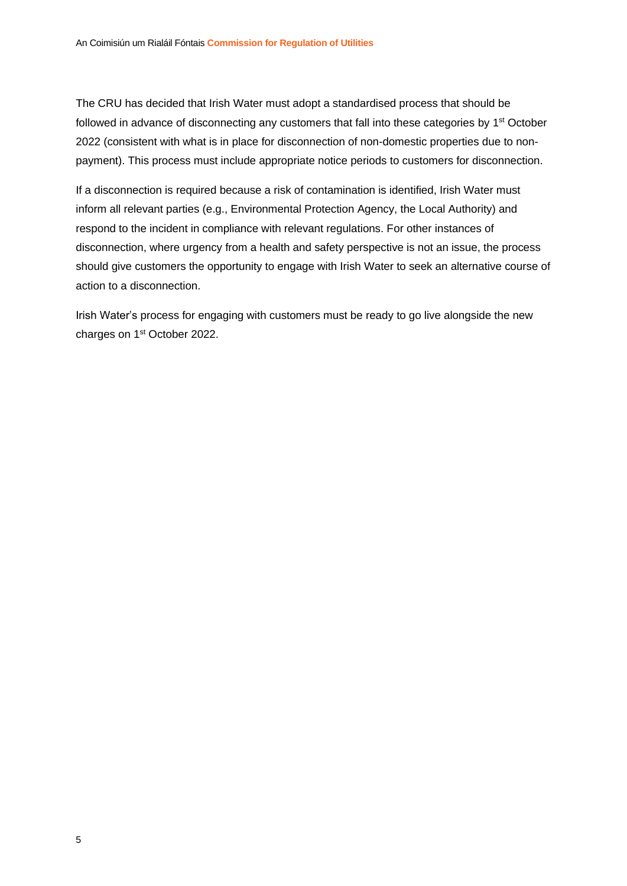The CRU has decided that Irish Water must adopt a standardised process that should be followed in advance of disconnecting any customers that fall into these categories by 1st October 2022 (consistent with what is in place for disconnection of non-domestic properties due to non-payment). This process must include appropriate notice periods to customers for disconnection.

If a disconnection is required because a risk of contamination is identified, Irish Water must inform all relevant parties (e.g., Environmental Protection Agency, the Local Authority) and respond to the incident in compliance with relevant regulations. For other instances of disconnection, where urgency from a health and safety perspective is not an issue, the process should give customers the opportunity to engage with Irish Water to seek an alternative course of action to a disconnection.

Irish Water's process for engaging with customers must be ready to go live alongside the new charges on 1st October 2022.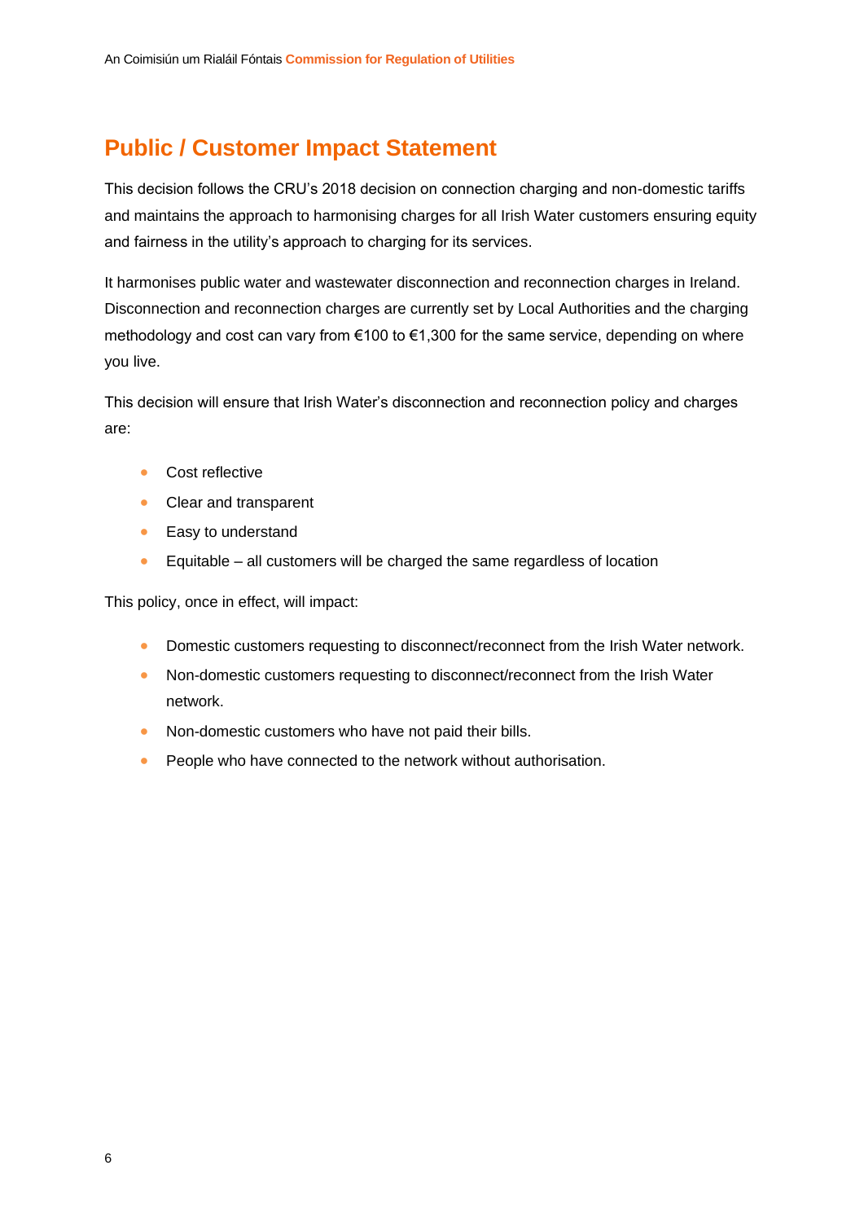## Public / Customer Impact Statement

This decision follows the CRU's 2018 decision on connection charging and non-domestic tariffs and maintains the approach to harmonising charges for all Irish Water customers ensuring equity and fairness in the utility's approach to charging for its services.

It harmonises public water and wastewater disconnection and reconnection charges in Ireland. Disconnection and reconnection charges are currently set by Local Authorities and the charging methodology and cost can vary from €100 to €1,300 for the same service, depending on where you live.

This decision will ensure that Irish Water's disconnection and reconnection policy and charges are:

- Cost reflective
- Clear and transparent
- Easy to understand
- Equitable – all customers will be charged the same regardless of location

This policy, once in effect, will impact:

- Domestic customers requesting to disconnect/reconnect from the Irish Water network.
- Non-domestic customers requesting to disconnect/reconnect from the Irish Water network.
- Non-domestic customers who have not paid their bills.
- People who have connected to the network without authorisation.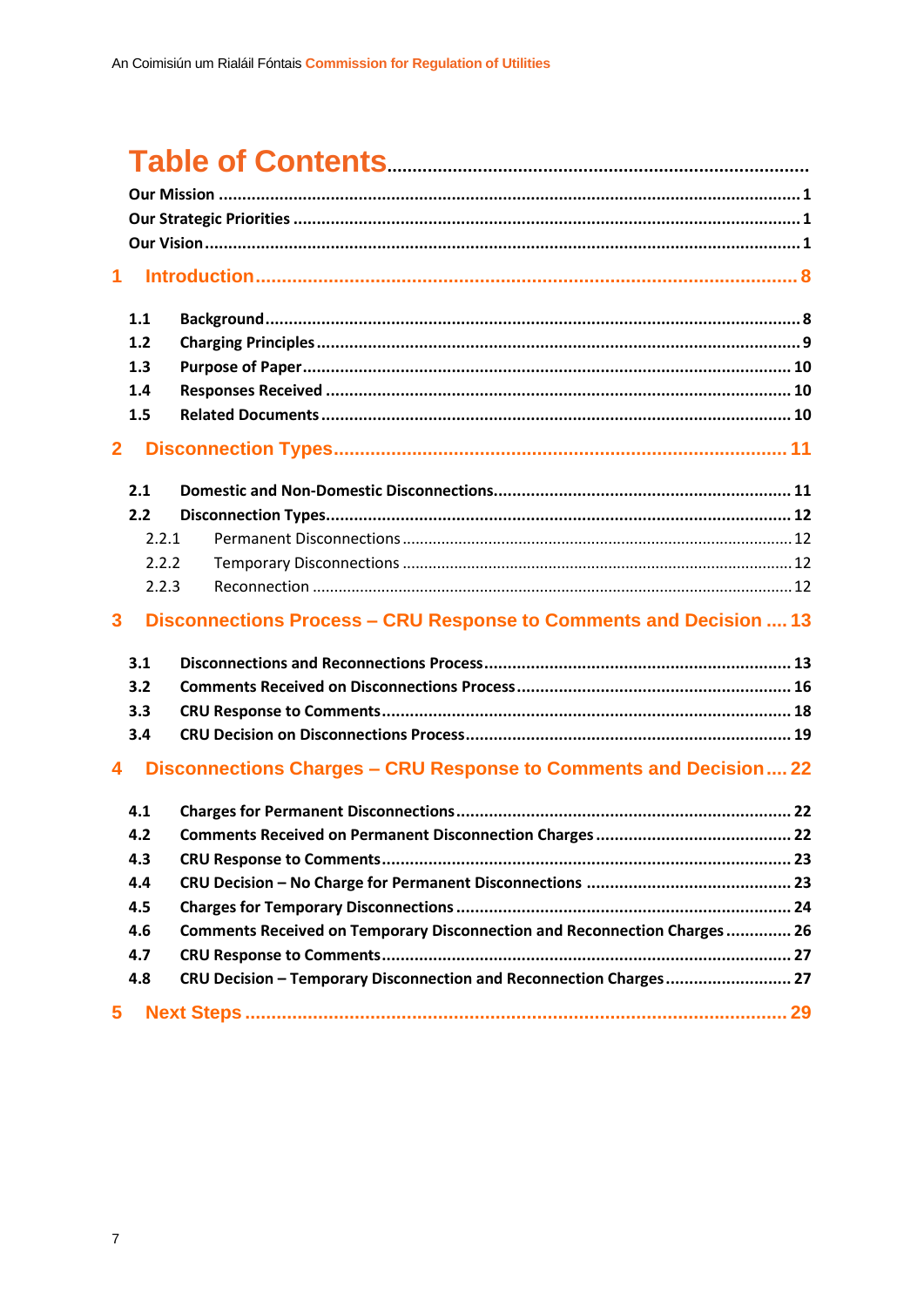# Table of Contents

**Our Mission** ........................................................................................................ 1

**Our Strategic Priorities** ........................................................................................ 1

**Our Vision** ............................................................................................................ 1

**1 Introduction** ........................................................................................................ 8

- **1.1 Background** ........................................................................................................ 8
- **1.2 Charging Principles** ............................................................................................. 9
- **1.3 Purpose of Paper** ................................................................................................. 10
- **1.4 Responses Received** ........................................................................................... 10
- **1.5 Related Documents** ............................................................................................ 10

**2 Disconnection Types** ............................................................................................ 11

- **2.1 Domestic and Non-Domestic Disconnections** ..................................................... 11
- **2.2 Disconnection Types** ........................................................................................... 12
  - 2.2.1 Permanent Disconnections ............................................................................. 12
  - 2.2.2 Temporary Disconnections ............................................................................. 12
  - 2.2.3 Reconnection .................................................................................................. 12

**3 Disconnections Process – CRU Response to Comments and Decision** .... 13

- **3.1 Disconnections and Reconnections Process** ........................................................ 13
- **3.2 Comments Received on Disconnections Process** ................................................. 16
- **3.3 CRU Response to Comments** ............................................................................... 18
- **3.4 CRU Decision on Disconnections Process** ........................................................... 19

**4 Disconnections Charges – CRU Response to Comments and Decision** .... 22

- **4.1 Charges for Permanent Disconnections** ............................................................... 22
- **4.2 Comments Received on Permanent Disconnection Charges** ................................ 22
- **4.3 CRU Response to Comments** ............................................................................... 23
- **4.4 CRU Decision – No Charge for Permanent Disconnections** ................................. 23
- **4.5 Charges for Temporary Disconnections** ............................................................... 24
- **4.6 Comments Received on Temporary Disconnection and Reconnection Charges** ..... 26
- **4.7 CRU Response to Comments** ............................................................................... 27
- **4.8 CRU Decision – Temporary Disconnection and Reconnection Charges** ................ 27

**5 Next Steps** ........................................................................................................... 29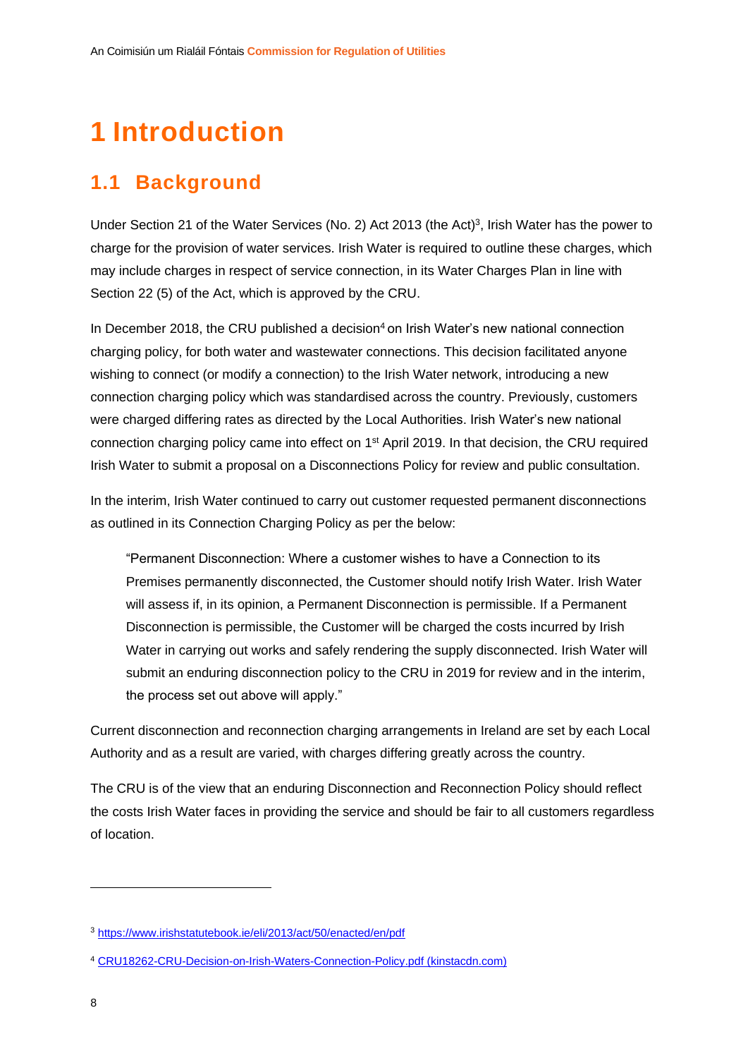# 1 Introduction

## 1.1 Background

Under Section 21 of the Water Services (No. 2) Act 2013 (the Act)[3], Irish Water has the power to charge for the provision of water services. Irish Water is required to outline these charges, which may include charges in respect of service connection, in its Water Charges Plan in line with Section 22 (5) of the Act, which is approved by the CRU.

In December 2018, the CRU published a decision[4] on Irish Water's new national connection charging policy, for both water and wastewater connections. This decision facilitated anyone wishing to connect (or modify a connection) to the Irish Water network, introducing a new connection charging policy which was standardised across the country. Previously, customers were charged differing rates as directed by the Local Authorities. Irish Water's new national connection charging policy came into effect on 1st April 2019. In that decision, the CRU required Irish Water to submit a proposal on a Disconnections Policy for review and public consultation.

In the interim, Irish Water continued to carry out customer requested permanent disconnections as outlined in its Connection Charging Policy as per the below:

> "Permanent Disconnection: Where a customer wishes to have a Connection to its Premises permanently disconnected, the Customer should notify Irish Water. Irish Water will assess if, in its opinion, a Permanent Disconnection is permissible. If a Permanent Disconnection is permissible, the Customer will be charged the costs incurred by Irish Water in carrying out works and safely rendering the supply disconnected. Irish Water will submit an enduring disconnection policy to the CRU in 2019 for review and in the interim, the process set out above will apply."

Current disconnection and reconnection charging arrangements in Ireland are set by each Local Authority and as a result are varied, with charges differing greatly across the country.

The CRU is of the view that an enduring Disconnection and Reconnection Policy should reflect the costs Irish Water faces in providing the service and should be fair to all customers regardless of location.

---

[3] https://www.irishstatutebook.ie/eli/2013/act/50/enacted/en/pdf

[4] CRU18262-CRU-Decision-on-Irish-Waters-Connection-Policy.pdf (kinstacdn.com)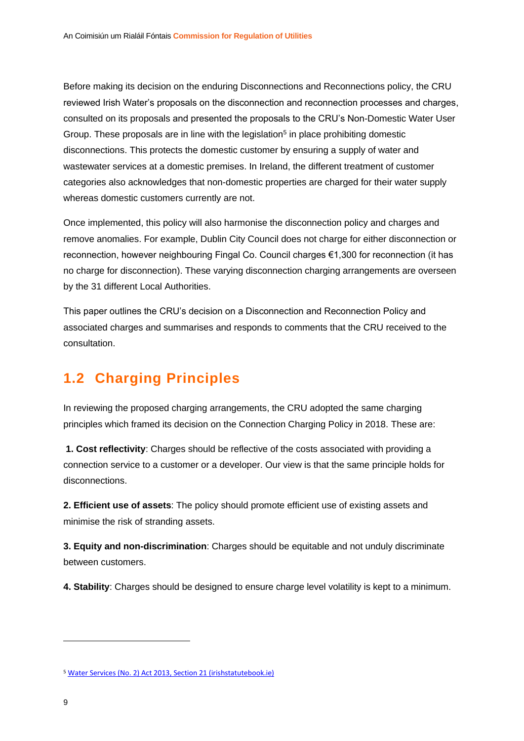Before making its decision on the enduring Disconnections and Reconnections policy, the CRU reviewed Irish Water's proposals on the disconnection and reconnection processes and charges, consulted on its proposals and presented the proposals to the CRU's Non-Domestic Water User Group. These proposals are in line with the legislation[5] in place prohibiting domestic disconnections. This protects the domestic customer by ensuring a supply of water and wastewater services at a domestic premises. In Ireland, the different treatment of customer categories also acknowledges that non-domestic properties are charged for their water supply whereas domestic customers currently are not.

Once implemented, this policy will also harmonise the disconnection policy and charges and remove anomalies. For example, Dublin City Council does not charge for either disconnection or reconnection, however neighbouring Fingal Co. Council charges €1,300 for reconnection (it has no charge for disconnection). These varying disconnection charging arrangements are overseen by the 31 different Local Authorities.

This paper outlines the CRU's decision on a Disconnection and Reconnection Policy and associated charges and summarises and responds to comments that the CRU received to the consultation.

## 1.2 Charging Principles

In reviewing the proposed charging arrangements, the CRU adopted the same charging principles which framed its decision on the Connection Charging Policy in 2018. These are:

**1. Cost reflectivity**: Charges should be reflective of the costs associated with providing a connection service to a customer or a developer. Our view is that the same principle holds for disconnections.

**2. Efficient use of assets**: The policy should promote efficient use of existing assets and minimise the risk of stranding assets.

**3. Equity and non-discrimination**: Charges should be equitable and not unduly discriminate between customers.

**4. Stability**: Charges should be designed to ensure charge level volatility is kept to a minimum.

---

[5] Water Services (No. 2) Act 2013, Section 21 (irishstatutebook.ie)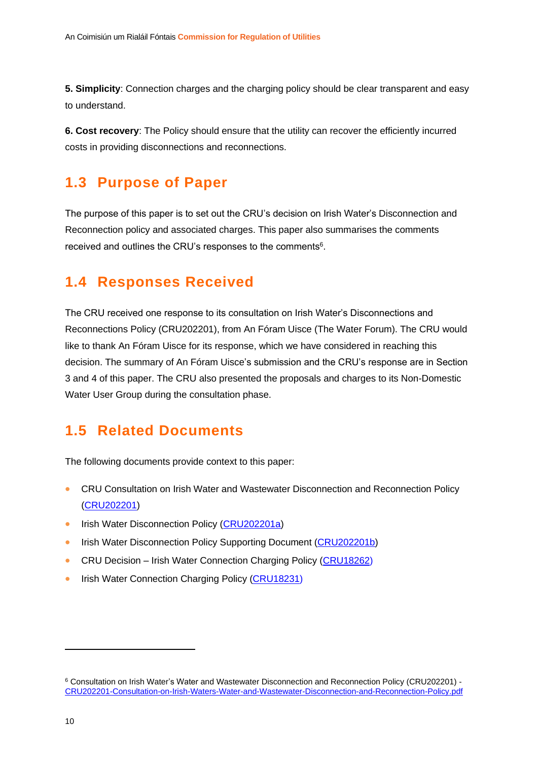**5. Simplicity**: Connection charges and the charging policy should be clear transparent and easy to understand.

**6. Cost recovery**: The Policy should ensure that the utility can recover the efficiently incurred costs in providing disconnections and reconnections.

## 1.3 Purpose of Paper

The purpose of this paper is to set out the CRU's decision on Irish Water's Disconnection and Reconnection policy and associated charges. This paper also summarises the comments received and outlines the CRU's responses to the comments[6].

## 1.4 Responses Received

The CRU received one response to its consultation on Irish Water's Disconnections and Reconnections Policy (CRU202201), from An Fóram Uisce (The Water Forum). The CRU would like to thank An Fóram Uisce for its response, which we have considered in reaching this decision. The summary of An Fóram Uisce's submission and the CRU's response are in Section 3 and 4 of this paper. The CRU also presented the proposals and charges to its Non-Domestic Water User Group during the consultation phase.

## 1.5 Related Documents

The following documents provide context to this paper:

- CRU Consultation on Irish Water and Wastewater Disconnection and Reconnection Policy (CRU202201)
- Irish Water Disconnection Policy (CRU202201a)
- Irish Water Disconnection Policy Supporting Document (CRU202201b)
- CRU Decision – Irish Water Connection Charging Policy (CRU18262)
- Irish Water Connection Charging Policy (CRU18231)

[6] Consultation on Irish Water's Water and Wastewater Disconnection and Reconnection Policy (CRU202201) - CRU202201-Consultation-on-Irish-Waters-Water-and-Wastewater-Disconnection-and-Reconnection-Policy.pdf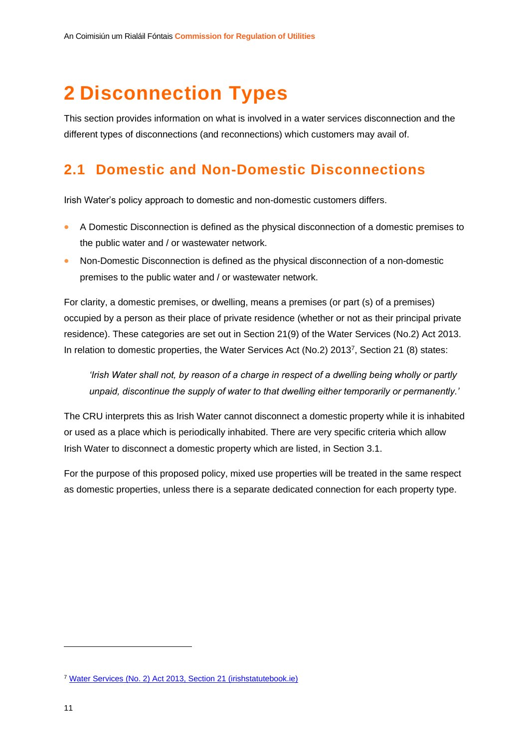# 2 Disconnection Types

This section provides information on what is involved in a water services disconnection and the different types of disconnections (and reconnections) which customers may avail of.

## 2.1 Domestic and Non-Domestic Disconnections

Irish Water's policy approach to domestic and non-domestic customers differs.

- A Domestic Disconnection is defined as the physical disconnection of a domestic premises to the public water and / or wastewater network.
- Non-Domestic Disconnection is defined as the physical disconnection of a non-domestic premises to the public water and / or wastewater network.

For clarity, a domestic premises, or dwelling, means a premises (or part (s) of a premises) occupied by a person as their place of private residence (whether or not as their principal private residence). These categories are set out in Section 21(9) of the Water Services (No.2) Act 2013. In relation to domestic properties, the Water Services Act (No.2) 2013[7], Section 21 (8) states:

> *'Irish Water shall not, by reason of a charge in respect of a dwelling being wholly or partly unpaid, discontinue the supply of water to that dwelling either temporarily or permanently.'*

The CRU interprets this as Irish Water cannot disconnect a domestic property while it is inhabited or used as a place which is periodically inhabited. There are very specific criteria which allow Irish Water to disconnect a domestic property which are listed, in Section 3.1.

For the purpose of this proposed policy, mixed use properties will be treated in the same respect as domestic properties, unless there is a separate dedicated connection for each property type.

[7] Water Services (No. 2) Act 2013, Section 21 (irishstatutebook.ie)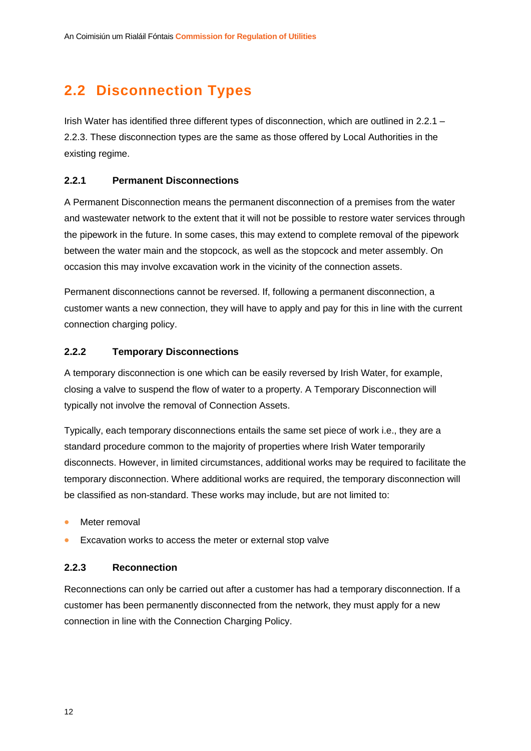## 2.2 Disconnection Types

Irish Water has identified three different types of disconnection, which are outlined in 2.2.1 – 2.2.3. These disconnection types are the same as those offered by Local Authorities in the existing regime.

### 2.2.1 Permanent Disconnections

A Permanent Disconnection means the permanent disconnection of a premises from the water and wastewater network to the extent that it will not be possible to restore water services through the pipework in the future. In some cases, this may extend to complete removal of the pipework between the water main and the stopcock, as well as the stopcock and meter assembly. On occasion this may involve excavation work in the vicinity of the connection assets.

Permanent disconnections cannot be reversed. If, following a permanent disconnection, a customer wants a new connection, they will have to apply and pay for this in line with the current connection charging policy.

### 2.2.2 Temporary Disconnections

A temporary disconnection is one which can be easily reversed by Irish Water, for example, closing a valve to suspend the flow of water to a property. A Temporary Disconnection will typically not involve the removal of Connection Assets.

Typically, each temporary disconnections entails the same set piece of work i.e., they are a standard procedure common to the majority of properties where Irish Water temporarily disconnects. However, in limited circumstances, additional works may be required to facilitate the temporary disconnection. Where additional works are required, the temporary disconnection will be classified as non-standard. These works may include, but are not limited to:

- Meter removal
- Excavation works to access the meter or external stop valve

### 2.2.3 Reconnection

Reconnections can only be carried out after a customer has had a temporary disconnection. If a customer has been permanently disconnected from the network, they must apply for a new connection in line with the Connection Charging Policy.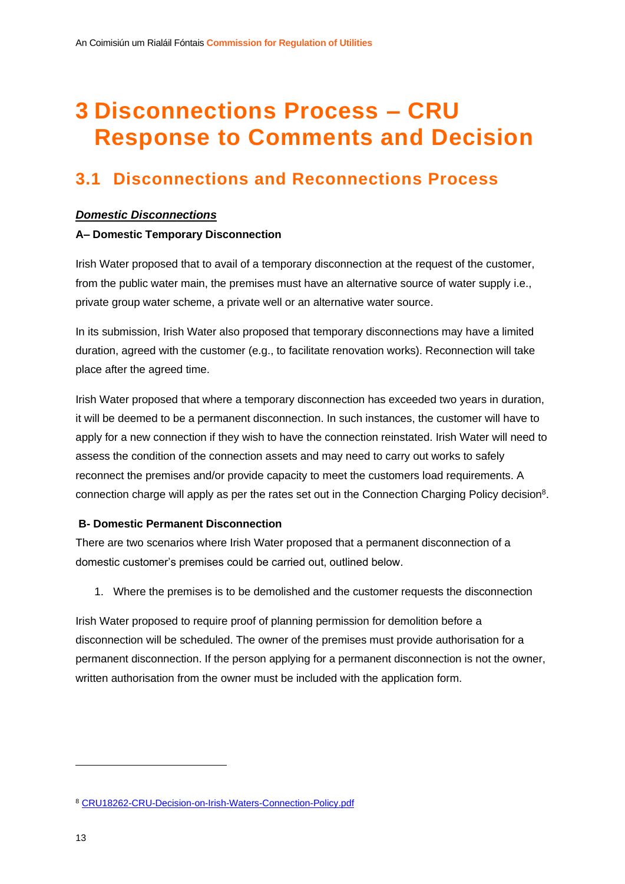# 3 Disconnections Process – CRU Response to Comments and Decision

## 3.1 Disconnections and Reconnections Process

***Domestic Disconnections***

**A– Domestic Temporary Disconnection**

Irish Water proposed that to avail of a temporary disconnection at the request of the customer, from the public water main, the premises must have an alternative source of water supply i.e., private group water scheme, a private well or an alternative water source.

In its submission, Irish Water also proposed that temporary disconnections may have a limited duration, agreed with the customer (e.g., to facilitate renovation works). Reconnection will take place after the agreed time.

Irish Water proposed that where a temporary disconnection has exceeded two years in duration, it will be deemed to be a permanent disconnection. In such instances, the customer will have to apply for a new connection if they wish to have the connection reinstated. Irish Water will need to assess the condition of the connection assets and may need to carry out works to safely reconnect the premises and/or provide capacity to meet the customers load requirements. A connection charge will apply as per the rates set out in the Connection Charging Policy decision[8].

**B- Domestic Permanent Disconnection**

There are two scenarios where Irish Water proposed that a permanent disconnection of a domestic customer's premises could be carried out, outlined below.

1. Where the premises is to be demolished and the customer requests the disconnection

Irish Water proposed to require proof of planning permission for demolition before a disconnection will be scheduled. The owner of the premises must provide authorisation for a permanent disconnection. If the person applying for a permanent disconnection is not the owner, written authorisation from the owner must be included with the application form.

[8] CRU18262-CRU-Decision-on-Irish-Waters-Connection-Policy.pdf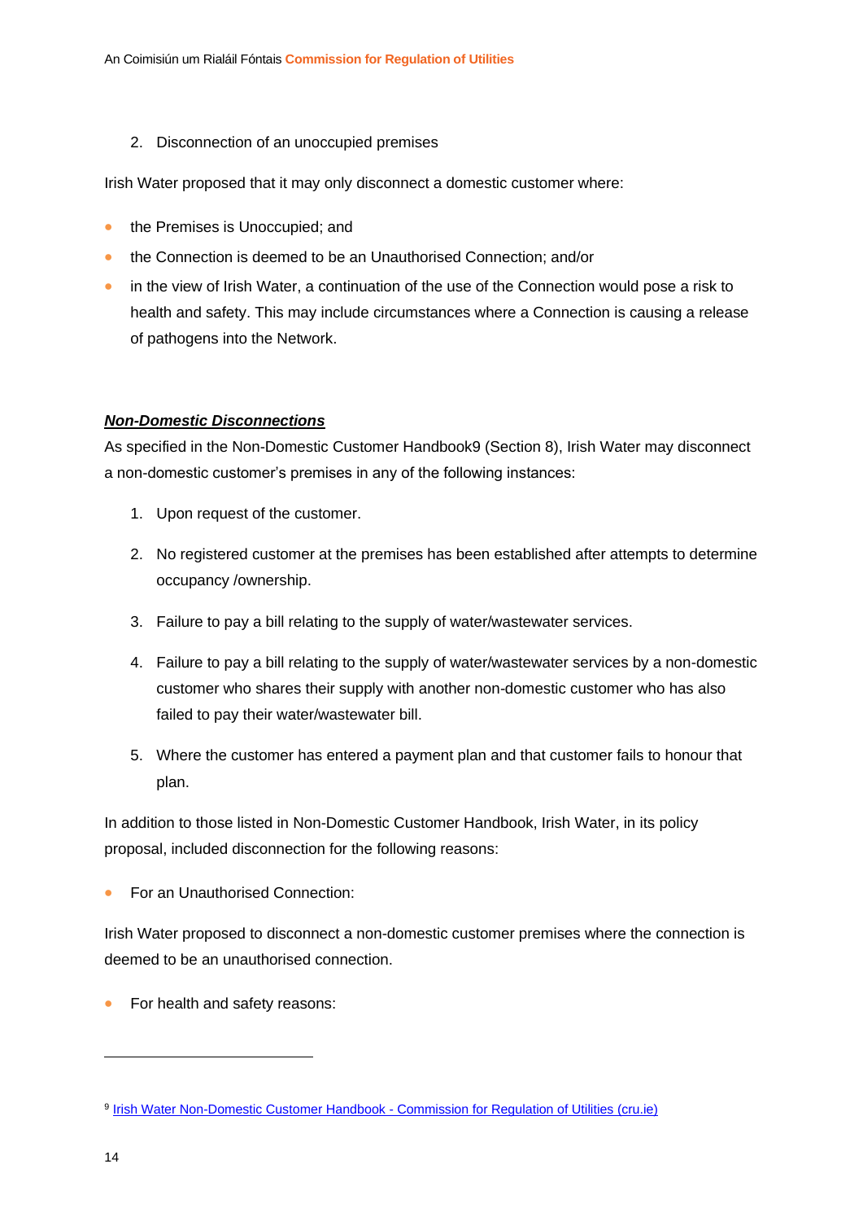2. Disconnection of an unoccupied premises

Irish Water proposed that it may only disconnect a domestic customer where:

- the Premises is Unoccupied; and
- the Connection is deemed to be an Unauthorised Connection; and/or
- in the view of Irish Water, a continuation of the use of the Connection would pose a risk to health and safety. This may include circumstances where a Connection is causing a release of pathogens into the Network.

***Non-Domestic Disconnections***

As specified in the Non-Domestic Customer Handbook[9] (Section 8), Irish Water may disconnect a non-domestic customer's premises in any of the following instances:

1. Upon request of the customer.
2. No registered customer at the premises has been established after attempts to determine occupancy /ownership.
3. Failure to pay a bill relating to the supply of water/wastewater services.
4. Failure to pay a bill relating to the supply of water/wastewater services by a non-domestic customer who shares their supply with another non-domestic customer who has also failed to pay their water/wastewater bill.
5. Where the customer has entered a payment plan and that customer fails to honour that plan.

In addition to those listed in Non-Domestic Customer Handbook, Irish Water, in its policy proposal, included disconnection for the following reasons:

- For an Unauthorised Connection:

Irish Water proposed to disconnect a non-domestic customer premises where the connection is deemed to be an unauthorised connection.

- For health and safety reasons:

---

[9] Irish Water Non-Domestic Customer Handbook - Commission for Regulation of Utilities (cru.ie)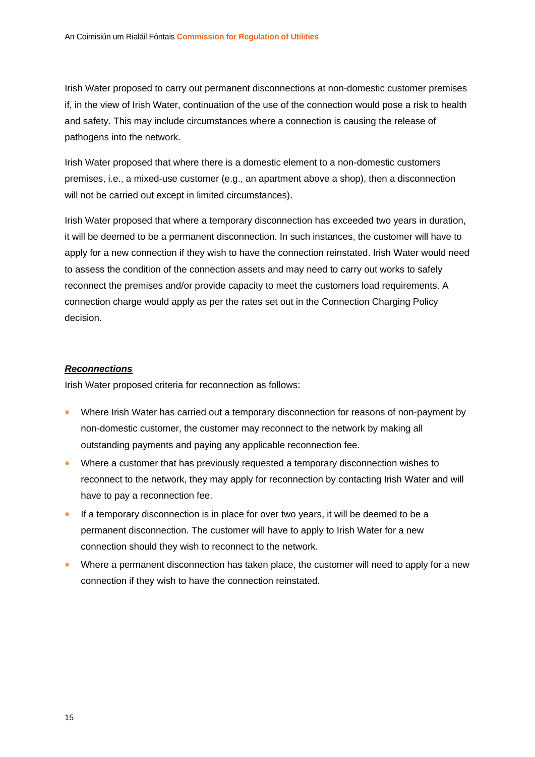Irish Water proposed to carry out permanent disconnections at non-domestic customer premises if, in the view of Irish Water, continuation of the use of the connection would pose a risk to health and safety. This may include circumstances where a connection is causing the release of pathogens into the network.

Irish Water proposed that where there is a domestic element to a non-domestic customers premises, i.e., a mixed-use customer (e.g., an apartment above a shop), then a disconnection will not be carried out except in limited circumstances).

Irish Water proposed that where a temporary disconnection has exceeded two years in duration, it will be deemed to be a permanent disconnection. In such instances, the customer will have to apply for a new connection if they wish to have the connection reinstated. Irish Water would need to assess the condition of the connection assets and may need to carry out works to safely reconnect the premises and/or provide capacity to meet the customers load requirements. A connection charge would apply as per the rates set out in the Connection Charging Policy decision.

***Reconnections***

Irish Water proposed criteria for reconnection as follows:

- Where Irish Water has carried out a temporary disconnection for reasons of non-payment by non-domestic customer, the customer may reconnect to the network by making all outstanding payments and paying any applicable reconnection fee.
- Where a customer that has previously requested a temporary disconnection wishes to reconnect to the network, they may apply for reconnection by contacting Irish Water and will have to pay a reconnection fee.
- If a temporary disconnection is in place for over two years, it will be deemed to be a permanent disconnection. The customer will have to apply to Irish Water for a new connection should they wish to reconnect to the network.
- Where a permanent disconnection has taken place, the customer will need to apply for a new connection if they wish to have the connection reinstated.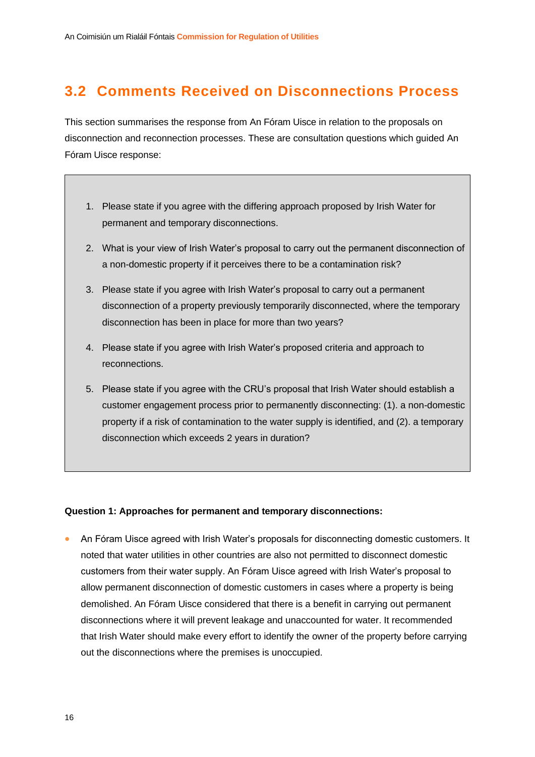## 3.2 Comments Received on Disconnections Process

This section summarises the response from An Fóram Uisce in relation to the proposals on disconnection and reconnection processes. These are consultation questions which guided An Fóram Uisce response:

> 1. Please state if you agree with the differing approach proposed by Irish Water for permanent and temporary disconnections.
> 2. What is your view of Irish Water's proposal to carry out the permanent disconnection of a non-domestic property if it perceives there to be a contamination risk?
> 3. Please state if you agree with Irish Water's proposal to carry out a permanent disconnection of a property previously temporarily disconnected, where the temporary disconnection has been in place for more than two years?
> 4. Please state if you agree with Irish Water's proposed criteria and approach to reconnections.
> 5. Please state if you agree with the CRU's proposal that Irish Water should establish a customer engagement process prior to permanently disconnecting: (1). a non-domestic property if a risk of contamination to the water supply is identified, and (2). a temporary disconnection which exceeds 2 years in duration?

**Question 1: Approaches for permanent and temporary disconnections:**

- An Fóram Uisce agreed with Irish Water's proposals for disconnecting domestic customers. It noted that water utilities in other countries are also not permitted to disconnect domestic customers from their water supply. An Fóram Uisce agreed with Irish Water's proposal to allow permanent disconnection of domestic customers in cases where a property is being demolished. An Fóram Uisce considered that there is a benefit in carrying out permanent disconnections where it will prevent leakage and unaccounted for water. It recommended that Irish Water should make every effort to identify the owner of the property before carrying out the disconnections where the premises is unoccupied.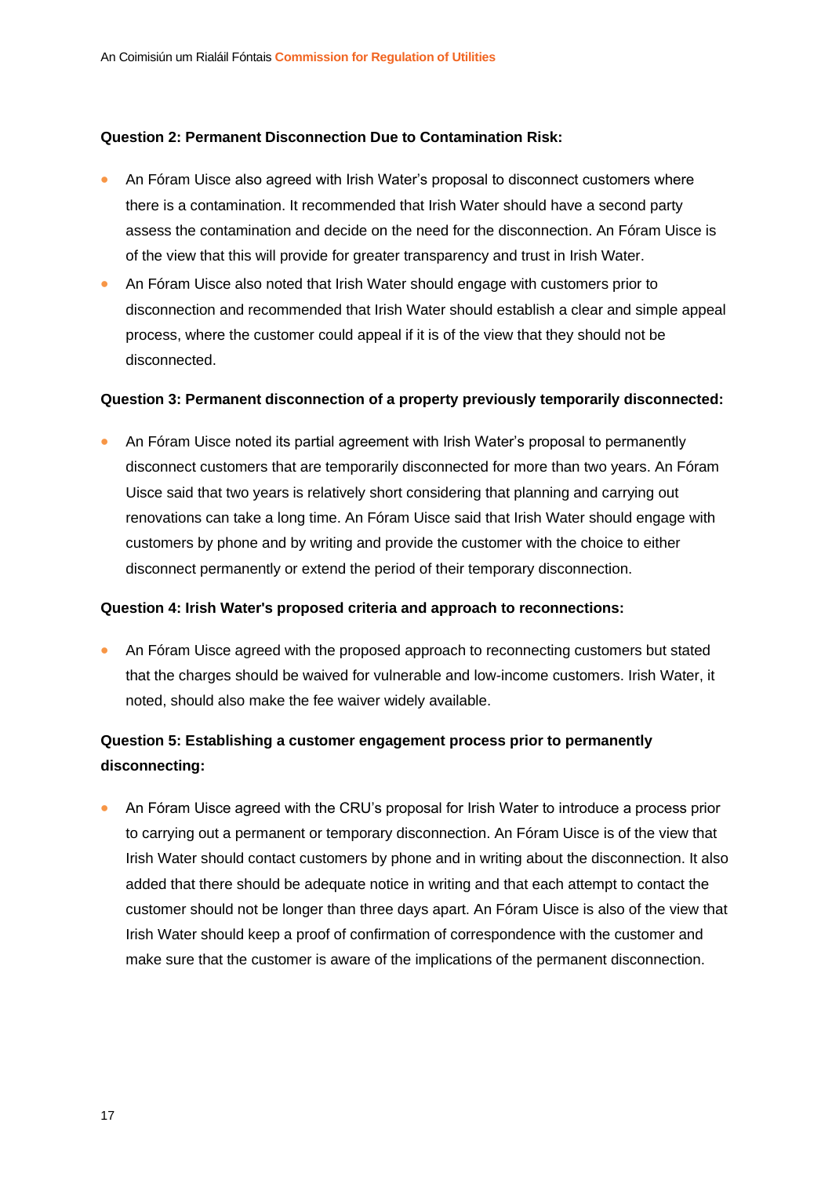**Question 2: Permanent Disconnection Due to Contamination Risk:**

- An Fóram Uisce also agreed with Irish Water's proposal to disconnect customers where there is a contamination. It recommended that Irish Water should have a second party assess the contamination and decide on the need for the disconnection. An Fóram Uisce is of the view that this will provide for greater transparency and trust in Irish Water.
- An Fóram Uisce also noted that Irish Water should engage with customers prior to disconnection and recommended that Irish Water should establish a clear and simple appeal process, where the customer could appeal if it is of the view that they should not be disconnected.

**Question 3: Permanent disconnection of a property previously temporarily disconnected:**

- An Fóram Uisce noted its partial agreement with Irish Water's proposal to permanently disconnect customers that are temporarily disconnected for more than two years. An Fóram Uisce said that two years is relatively short considering that planning and carrying out renovations can take a long time. An Fóram Uisce said that Irish Water should engage with customers by phone and by writing and provide the customer with the choice to either disconnect permanently or extend the period of their temporary disconnection.

**Question 4: Irish Water's proposed criteria and approach to reconnections:**

- An Fóram Uisce agreed with the proposed approach to reconnecting customers but stated that the charges should be waived for vulnerable and low-income customers. Irish Water, it noted, should also make the fee waiver widely available.

**Question 5: Establishing a customer engagement process prior to permanently disconnecting:**

- An Fóram Uisce agreed with the CRU's proposal for Irish Water to introduce a process prior to carrying out a permanent or temporary disconnection. An Fóram Uisce is of the view that Irish Water should contact customers by phone and in writing about the disconnection. It also added that there should be adequate notice in writing and that each attempt to contact the customer should not be longer than three days apart. An Fóram Uisce is also of the view that Irish Water should keep a proof of confirmation of correspondence with the customer and make sure that the customer is aware of the implications of the permanent disconnection.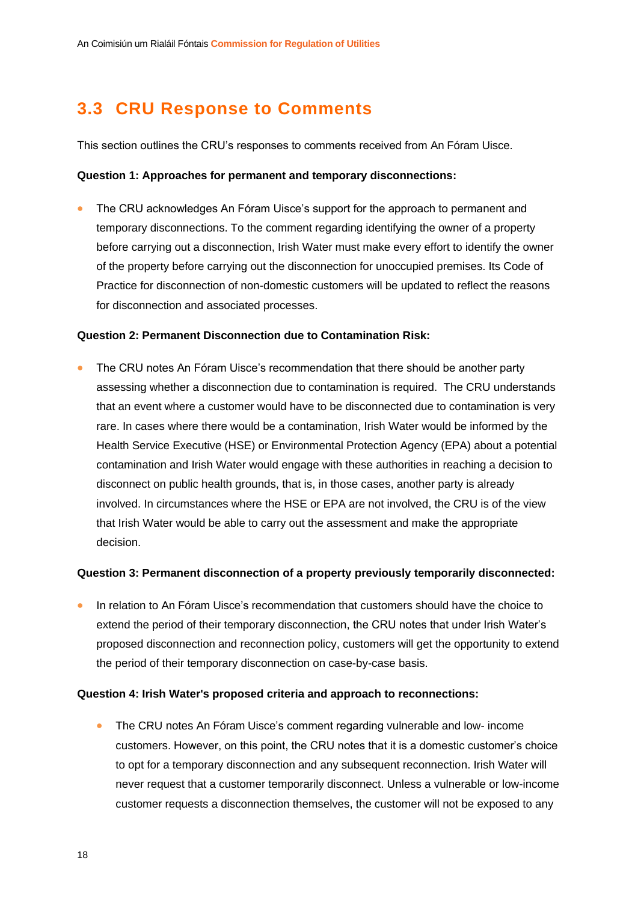## 3.3 CRU Response to Comments

This section outlines the CRU's responses to comments received from An Fóram Uisce.

**Question 1: Approaches for permanent and temporary disconnections:**

- The CRU acknowledges An Fóram Uisce's support for the approach to permanent and temporary disconnections. To the comment regarding identifying the owner of a property before carrying out a disconnection, Irish Water must make every effort to identify the owner of the property before carrying out the disconnection for unoccupied premises. Its Code of Practice for disconnection of non-domestic customers will be updated to reflect the reasons for disconnection and associated processes.

**Question 2: Permanent Disconnection due to Contamination Risk:**

- The CRU notes An Fóram Uisce's recommendation that there should be another party assessing whether a disconnection due to contamination is required. The CRU understands that an event where a customer would have to be disconnected due to contamination is very rare. In cases where there would be a contamination, Irish Water would be informed by the Health Service Executive (HSE) or Environmental Protection Agency (EPA) about a potential contamination and Irish Water would engage with these authorities in reaching a decision to disconnect on public health grounds, that is, in those cases, another party is already involved. In circumstances where the HSE or EPA are not involved, the CRU is of the view that Irish Water would be able to carry out the assessment and make the appropriate decision.

**Question 3: Permanent disconnection of a property previously temporarily disconnected:**

- In relation to An Fóram Uisce's recommendation that customers should have the choice to extend the period of their temporary disconnection, the CRU notes that under Irish Water's proposed disconnection and reconnection policy, customers will get the opportunity to extend the period of their temporary disconnection on case-by-case basis.

**Question 4: Irish Water's proposed criteria and approach to reconnections:**

- The CRU notes An Fóram Uisce's comment regarding vulnerable and low- income customers. However, on this point, the CRU notes that it is a domestic customer's choice to opt for a temporary disconnection and any subsequent reconnection. Irish Water will never request that a customer temporarily disconnect. Unless a vulnerable or low-income customer requests a disconnection themselves, the customer will not be exposed to any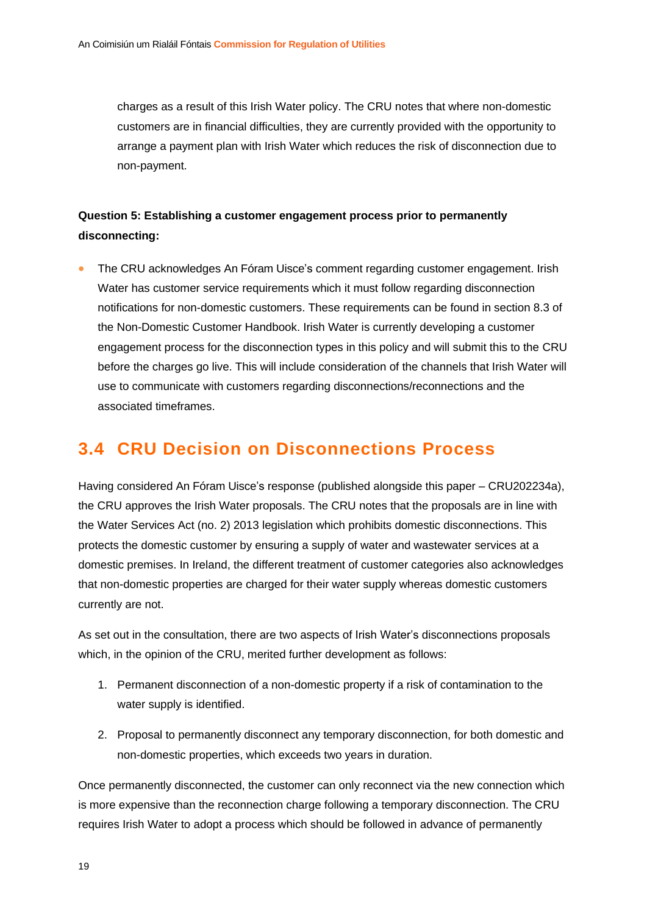charges as a result of this Irish Water policy. The CRU notes that where non-domestic customers are in financial difficulties, they are currently provided with the opportunity to arrange a payment plan with Irish Water which reduces the risk of disconnection due to non-payment.

**Question 5: Establishing a customer engagement process prior to permanently disconnecting:**

- The CRU acknowledges An Fóram Uisce's comment regarding customer engagement. Irish Water has customer service requirements which it must follow regarding disconnection notifications for non-domestic customers. These requirements can be found in section 8.3 of the Non-Domestic Customer Handbook. Irish Water is currently developing a customer engagement process for the disconnection types in this policy and will submit this to the CRU before the charges go live. This will include consideration of the channels that Irish Water will use to communicate with customers regarding disconnections/reconnections and the associated timeframes.

## 3.4 CRU Decision on Disconnections Process

Having considered An Fóram Uisce's response (published alongside this paper – CRU202234a), the CRU approves the Irish Water proposals. The CRU notes that the proposals are in line with the Water Services Act (no. 2) 2013 legislation which prohibits domestic disconnections. This protects the domestic customer by ensuring a supply of water and wastewater services at a domestic premises. In Ireland, the different treatment of customer categories also acknowledges that non-domestic properties are charged for their water supply whereas domestic customers currently are not.

As set out in the consultation, there are two aspects of Irish Water's disconnections proposals which, in the opinion of the CRU, merited further development as follows:

1. Permanent disconnection of a non-domestic property if a risk of contamination to the water supply is identified.
2. Proposal to permanently disconnect any temporary disconnection, for both domestic and non-domestic properties, which exceeds two years in duration.

Once permanently disconnected, the customer can only reconnect via the new connection which is more expensive than the reconnection charge following a temporary disconnection. The CRU requires Irish Water to adopt a process which should be followed in advance of permanently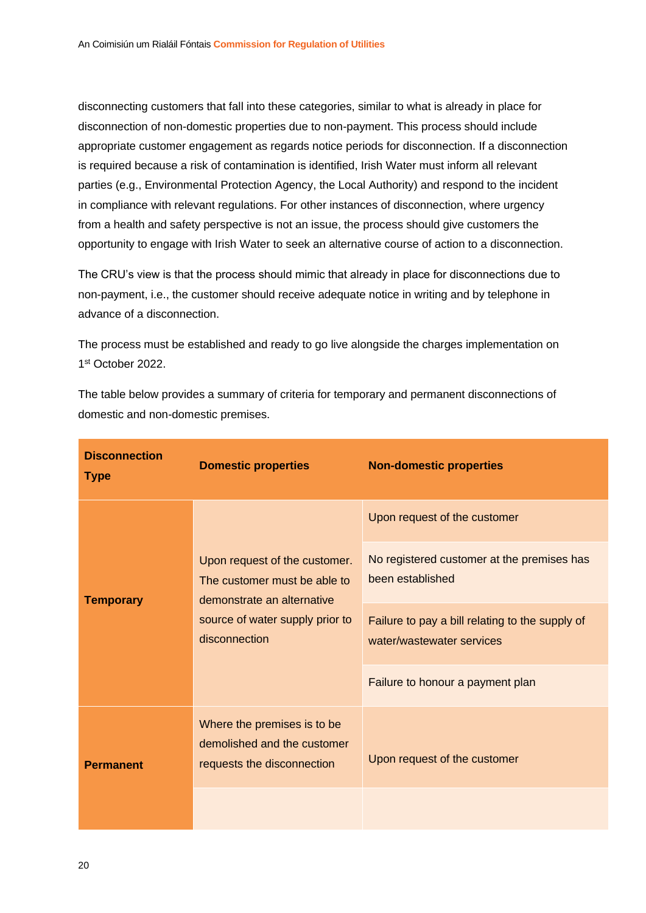disconnecting customers that fall into these categories, similar to what is already in place for disconnection of non-domestic properties due to non-payment. This process should include appropriate customer engagement as regards notice periods for disconnection. If a disconnection is required because a risk of contamination is identified, Irish Water must inform all relevant parties (e.g., Environmental Protection Agency, the Local Authority) and respond to the incident in compliance with relevant regulations. For other instances of disconnection, where urgency from a health and safety perspective is not an issue, the process should give customers the opportunity to engage with Irish Water to seek an alternative course of action to a disconnection.

The CRU's view is that the process should mimic that already in place for disconnections due to non-payment, i.e., the customer should receive adequate notice in writing and by telephone in advance of a disconnection.

The process must be established and ready to go live alongside the charges implementation on 1st October 2022.

The table below provides a summary of criteria for temporary and permanent disconnections of domestic and non-domestic premises.

| Disconnection Type | Domestic properties | Non-domestic properties |
|---|---|---|
| Temporary | Upon request of the customer. The customer must be able to demonstrate an alternative source of water supply prior to disconnection | Upon request of the customer |
| | | No registered customer at the premises has been established |
| | | Failure to pay a bill relating to the supply of water/wastewater services |
| | | Failure to honour a payment plan |
| Permanent | Where the premises is to be demolished and the customer requests the disconnection | Upon request of the customer |
| | | |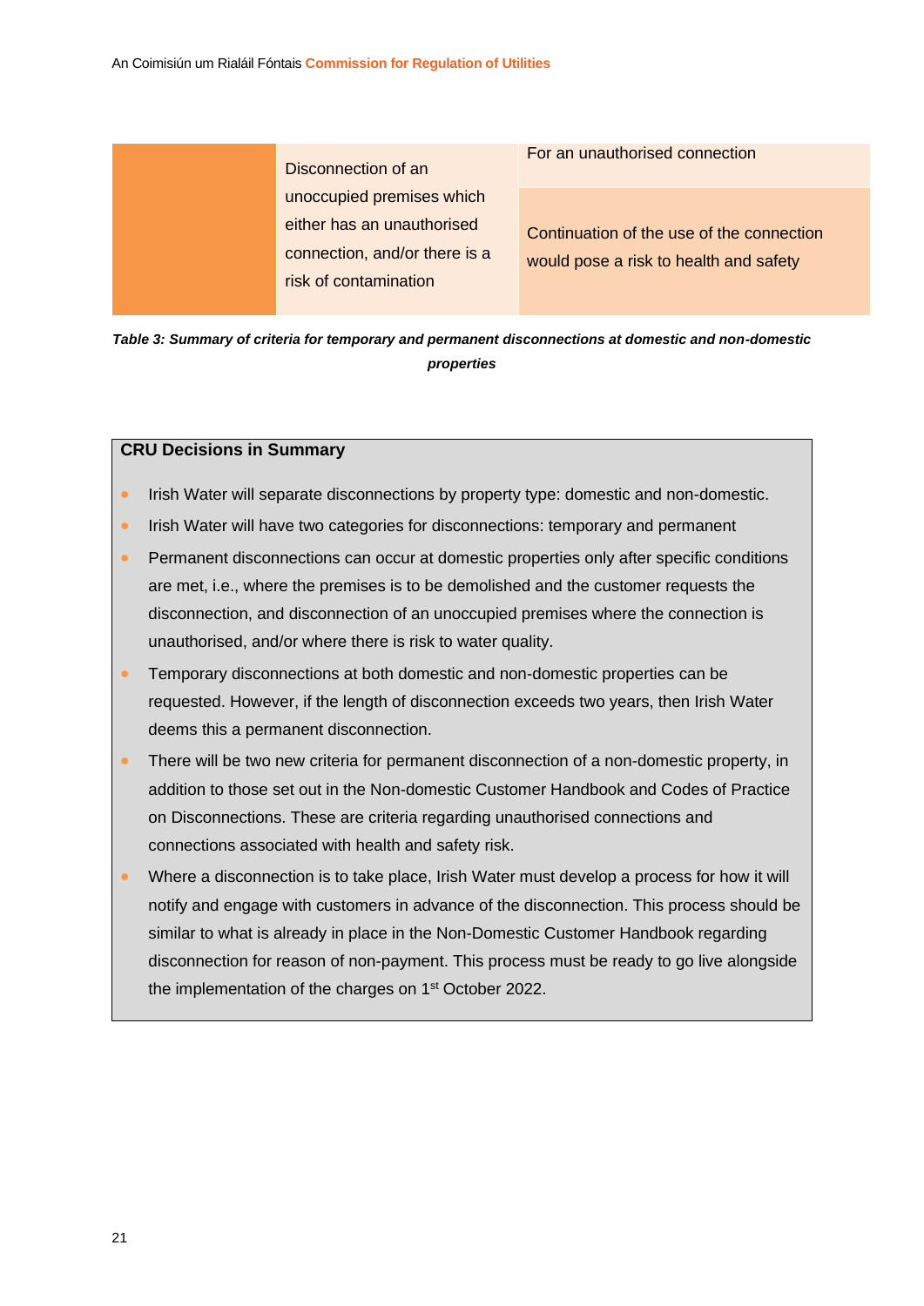| | | |
|---|---|---|
| | Disconnection of an unoccupied premises which either has an unauthorised connection, and/or there is a risk of contamination | For an unauthorised connection |
| | | Continuation of the use of the connection would pose a risk to health and safety |

***Table 3: Summary of criteria for temporary and permanent disconnections at domestic and non-domestic properties***

**CRU Decisions in Summary**

- Irish Water will separate disconnections by property type: domestic and non-domestic.
- Irish Water will have two categories for disconnections: temporary and permanent
- Permanent disconnections can occur at domestic properties only after specific conditions are met, i.e., where the premises is to be demolished and the customer requests the disconnection, and disconnection of an unoccupied premises where the connection is unauthorised, and/or where there is risk to water quality.
- Temporary disconnections at both domestic and non-domestic properties can be requested. However, if the length of disconnection exceeds two years, then Irish Water deems this a permanent disconnection.
- There will be two new criteria for permanent disconnection of a non-domestic property, in addition to those set out in the Non-domestic Customer Handbook and Codes of Practice on Disconnections. These are criteria regarding unauthorised connections and connections associated with health and safety risk.
- Where a disconnection is to take place, Irish Water must develop a process for how it will notify and engage with customers in advance of the disconnection. This process should be similar to what is already in place in the Non-Domestic Customer Handbook regarding disconnection for reason of non-payment. This process must be ready to go live alongside the implementation of the charges on 1st October 2022.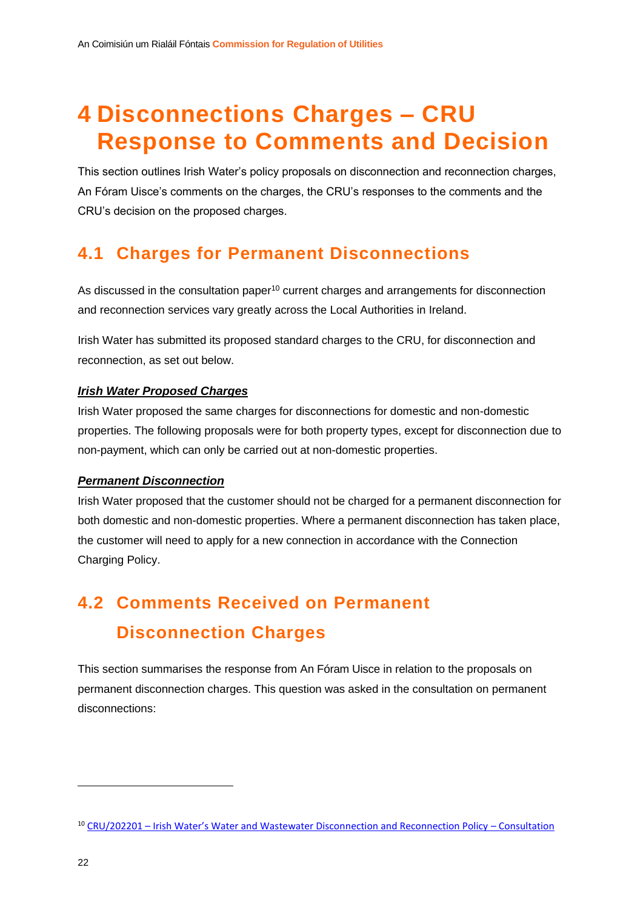# 4 Disconnections Charges – CRU Response to Comments and Decision

This section outlines Irish Water's policy proposals on disconnection and reconnection charges, An Fóram Uisce's comments on the charges, the CRU's responses to the comments and the CRU's decision on the proposed charges.

## 4.1 Charges for Permanent Disconnections

As discussed in the consultation paper[10] current charges and arrangements for disconnection and reconnection services vary greatly across the Local Authorities in Ireland.

Irish Water has submitted its proposed standard charges to the CRU, for disconnection and reconnection, as set out below.

***Irish Water Proposed Charges***

Irish Water proposed the same charges for disconnections for domestic and non-domestic properties. The following proposals were for both property types, except for disconnection due to non-payment, which can only be carried out at non-domestic properties.

***Permanent Disconnection***

Irish Water proposed that the customer should not be charged for a permanent disconnection for both domestic and non-domestic properties. Where a permanent disconnection has taken place, the customer will need to apply for a new connection in accordance with the Connection Charging Policy.

## 4.2 Comments Received on Permanent Disconnection Charges

This section summarises the response from An Fóram Uisce in relation to the proposals on permanent disconnection charges. This question was asked in the consultation on permanent disconnections:

[10] CRU/202201 – Irish Water's Water and Wastewater Disconnection and Reconnection Policy – Consultation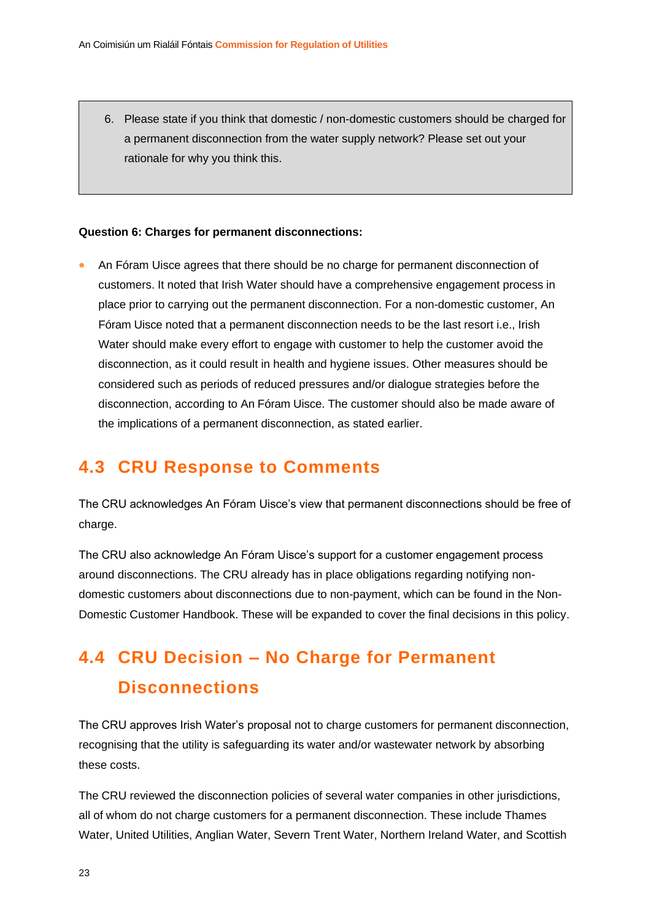> 6. Please state if you think that domestic / non-domestic customers should be charged for a permanent disconnection from the water supply network? Please set out your rationale for why you think this.

**Question 6: Charges for permanent disconnections:**

- An Fóram Uisce agrees that there should be no charge for permanent disconnection of customers. It noted that Irish Water should have a comprehensive engagement process in place prior to carrying out the permanent disconnection. For a non-domestic customer, An Fóram Uisce noted that a permanent disconnection needs to be the last resort i.e., Irish Water should make every effort to engage with customer to help the customer avoid the disconnection, as it could result in health and hygiene issues. Other measures should be considered such as periods of reduced pressures and/or dialogue strategies before the disconnection, according to An Fóram Uisce. The customer should also be made aware of the implications of a permanent disconnection, as stated earlier.

## 4.3 CRU Response to Comments

The CRU acknowledges An Fóram Uisce's view that permanent disconnections should be free of charge.

The CRU also acknowledge An Fóram Uisce's support for a customer engagement process around disconnections. The CRU already has in place obligations regarding notifying non-domestic customers about disconnections due to non-payment, which can be found in the Non-Domestic Customer Handbook. These will be expanded to cover the final decisions in this policy.

## 4.4 CRU Decision – No Charge for Permanent Disconnections

The CRU approves Irish Water's proposal not to charge customers for permanent disconnection, recognising that the utility is safeguarding its water and/or wastewater network by absorbing these costs.

The CRU reviewed the disconnection policies of several water companies in other jurisdictions, all of whom do not charge customers for a permanent disconnection. These include Thames Water, United Utilities, Anglian Water, Severn Trent Water, Northern Ireland Water, and Scottish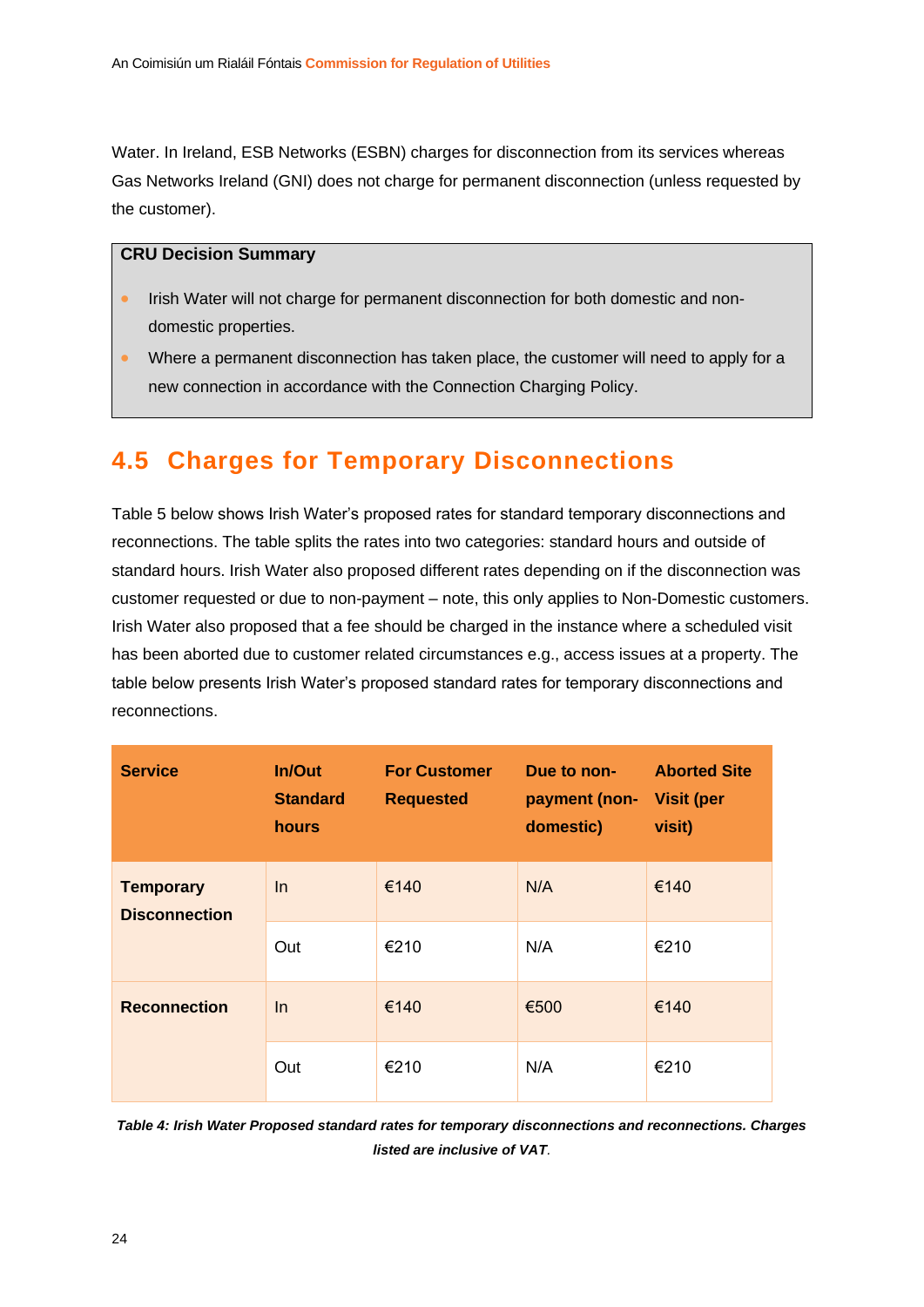Water. In Ireland, ESB Networks (ESBN) charges for disconnection from its services whereas Gas Networks Ireland (GNI) does not charge for permanent disconnection (unless requested by the customer).

**CRU Decision Summary**

- Irish Water will not charge for permanent disconnection for both domestic and non-domestic properties.
- Where a permanent disconnection has taken place, the customer will need to apply for a new connection in accordance with the Connection Charging Policy.

## 4.5 Charges for Temporary Disconnections

Table 5 below shows Irish Water's proposed rates for standard temporary disconnections and reconnections. The table splits the rates into two categories: standard hours and outside of standard hours. Irish Water also proposed different rates depending on if the disconnection was customer requested or due to non-payment – note, this only applies to Non-Domestic customers. Irish Water also proposed that a fee should be charged in the instance where a scheduled visit has been aborted due to customer related circumstances e.g., access issues at a property. The table below presents Irish Water's proposed standard rates for temporary disconnections and reconnections.

| Service | In/Out Standard hours | For Customer Requested | Due to non-payment (non-domestic) | Aborted Site Visit (per visit) |
|---|---|---|---|---|
| **Temporary Disconnection** | In | €140 | N/A | €140 |
| | Out | €210 | N/A | €210 |
| **Reconnection** | In | €140 | €500 | €140 |
| | Out | €210 | N/A | €210 |

***Table 4: Irish Water Proposed standard rates for temporary disconnections and reconnections. Charges listed are inclusive of VAT.***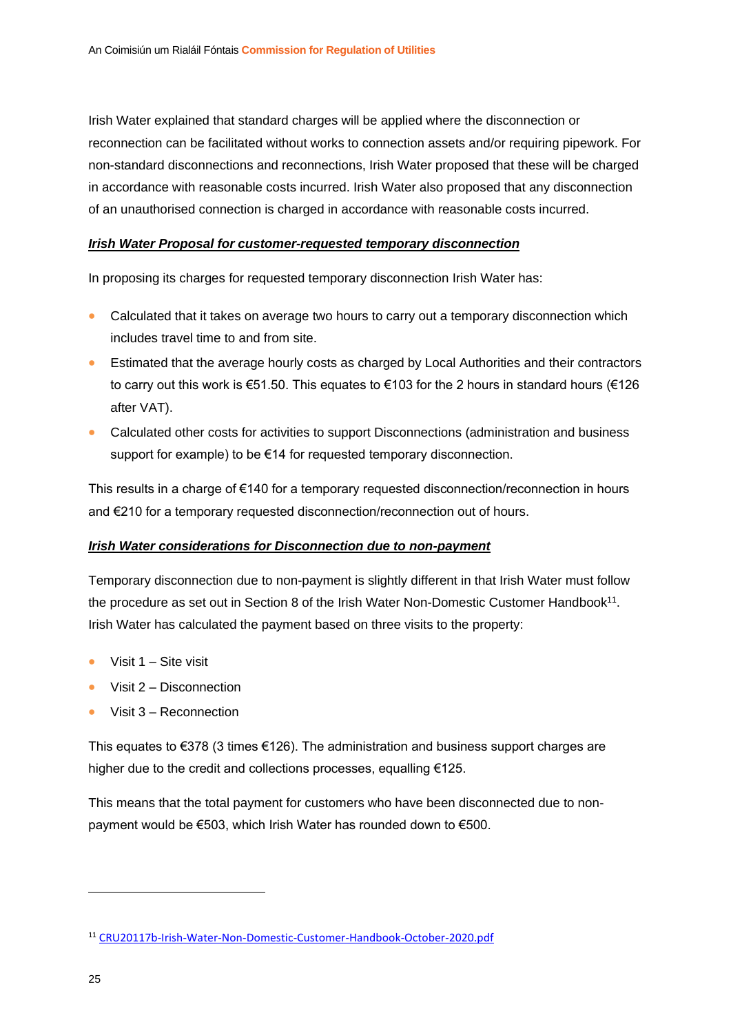Irish Water explained that standard charges will be applied where the disconnection or reconnection can be facilitated without works to connection assets and/or requiring pipework. For non-standard disconnections and reconnections, Irish Water proposed that these will be charged in accordance with reasonable costs incurred. Irish Water also proposed that any disconnection of an unauthorised connection is charged in accordance with reasonable costs incurred.

***Irish Water Proposal for customer-requested temporary disconnection***

In proposing its charges for requested temporary disconnection Irish Water has:

- Calculated that it takes on average two hours to carry out a temporary disconnection which includes travel time to and from site.
- Estimated that the average hourly costs as charged by Local Authorities and their contractors to carry out this work is €51.50. This equates to €103 for the 2 hours in standard hours (€126 after VAT).
- Calculated other costs for activities to support Disconnections (administration and business support for example) to be €14 for requested temporary disconnection.

This results in a charge of €140 for a temporary requested disconnection/reconnection in hours and €210 for a temporary requested disconnection/reconnection out of hours.

***Irish Water considerations for Disconnection due to non-payment***

Temporary disconnection due to non-payment is slightly different in that Irish Water must follow the procedure as set out in Section 8 of the Irish Water Non-Domestic Customer Handbook[11]. Irish Water has calculated the payment based on three visits to the property:

- Visit 1 – Site visit
- Visit 2 – Disconnection
- Visit 3 – Reconnection

This equates to €378 (3 times €126). The administration and business support charges are higher due to the credit and collections processes, equalling €125.

This means that the total payment for customers who have been disconnected due to non-payment would be €503, which Irish Water has rounded down to €500.

---

[11] CRU20117b-Irish-Water-Non-Domestic-Customer-Handbook-October-2020.pdf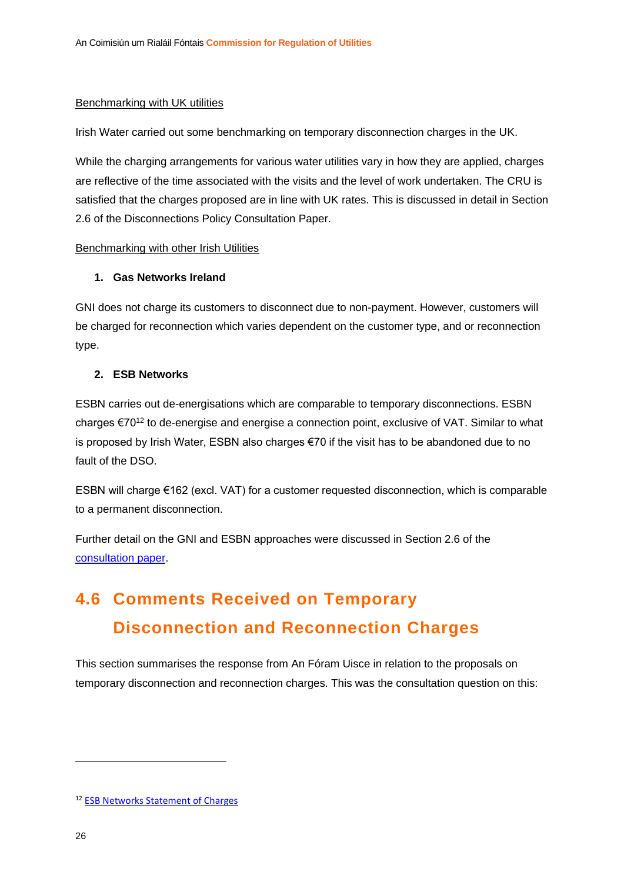Benchmarking with UK utilities

Irish Water carried out some benchmarking on temporary disconnection charges in the UK.

While the charging arrangements for various water utilities vary in how they are applied, charges are reflective of the time associated with the visits and the level of work undertaken. The CRU is satisfied that the charges proposed are in line with UK rates. This is discussed in detail in Section 2.6 of the Disconnections Policy Consultation Paper.

Benchmarking with other Irish Utilities

1. **Gas Networks Ireland**

GNI does not charge its customers to disconnect due to non-payment. However, customers will be charged for reconnection which varies dependent on the customer type, and or reconnection type.

2. **ESB Networks**

ESBN carries out de-energisations which are comparable to temporary disconnections. ESBN charges €70[12] to de-energise and energise a connection point, exclusive of VAT. Similar to what is proposed by Irish Water, ESBN also charges €70 if the visit has to be abandoned due to no fault of the DSO.

ESBN will charge €162 (excl. VAT) for a customer requested disconnection, which is comparable to a permanent disconnection.

Further detail on the GNI and ESBN approaches were discussed in Section 2.6 of the consultation paper.

## 4.6 Comments Received on Temporary Disconnection and Reconnection Charges

This section summarises the response from An Fóram Uisce in relation to the proposals on temporary disconnection and reconnection charges. This was the consultation question on this:

[12] ESB Networks Statement of Charges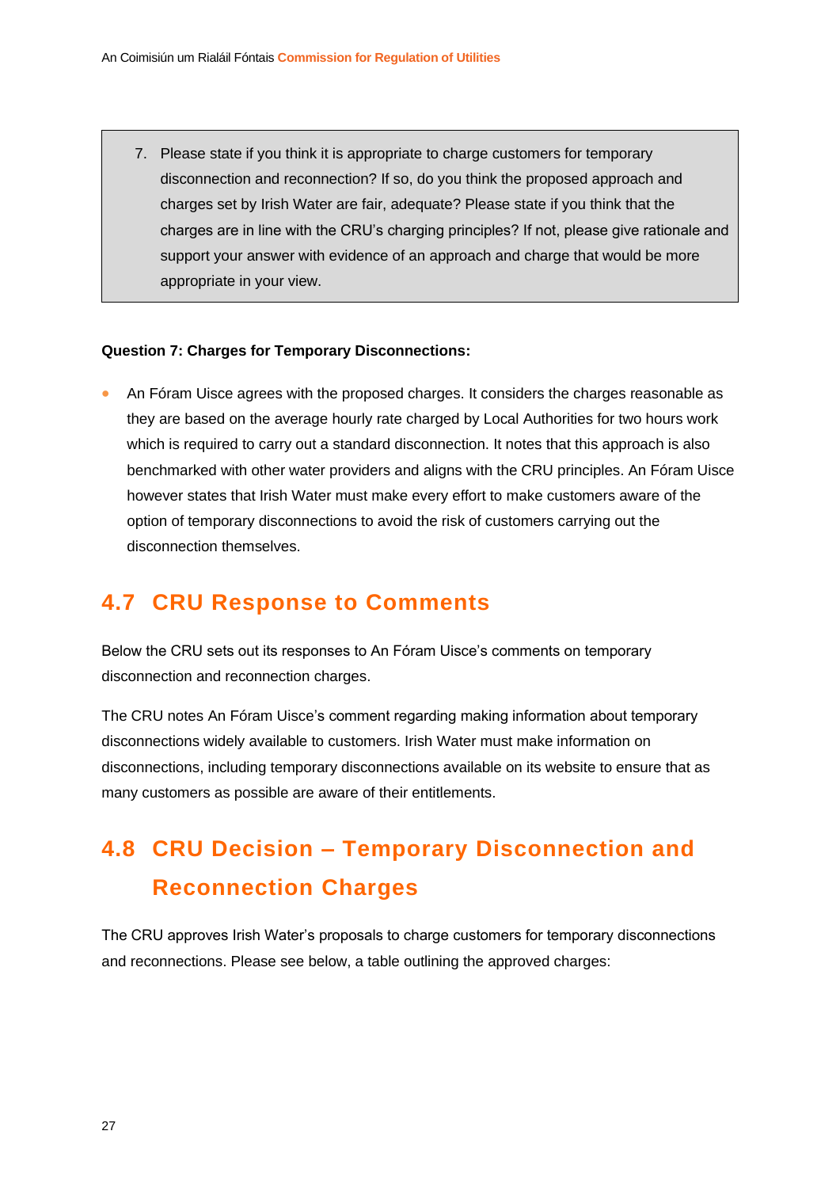> 7. Please state if you think it is appropriate to charge customers for temporary disconnection and reconnection? If so, do you think the proposed approach and charges set by Irish Water are fair, adequate? Please state if you think that the charges are in line with the CRU's charging principles? If not, please give rationale and support your answer with evidence of an approach and charge that would be more appropriate in your view.

**Question 7: Charges for Temporary Disconnections:**

- An Fóram Uisce agrees with the proposed charges. It considers the charges reasonable as they are based on the average hourly rate charged by Local Authorities for two hours work which is required to carry out a standard disconnection. It notes that this approach is also benchmarked with other water providers and aligns with the CRU principles. An Fóram Uisce however states that Irish Water must make every effort to make customers aware of the option of temporary disconnections to avoid the risk of customers carrying out the disconnection themselves.

## 4.7 CRU Response to Comments

Below the CRU sets out its responses to An Fóram Uisce's comments on temporary disconnection and reconnection charges.

The CRU notes An Fóram Uisce's comment regarding making information about temporary disconnections widely available to customers. Irish Water must make information on disconnections, including temporary disconnections available on its website to ensure that as many customers as possible are aware of their entitlements.

## 4.8 CRU Decision – Temporary Disconnection and Reconnection Charges

The CRU approves Irish Water's proposals to charge customers for temporary disconnections and reconnections. Please see below, a table outlining the approved charges: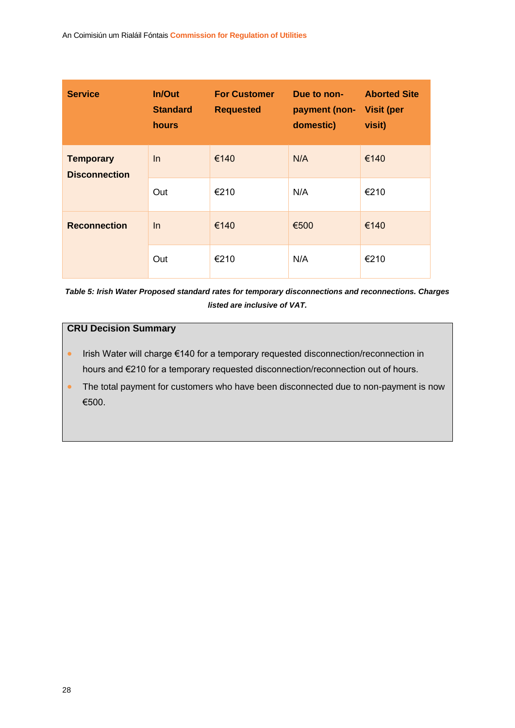| Service | In/Out Standard hours | For Customer Requested | Due to non-payment (non-domestic) | Aborted Site Visit (per visit) |
|---|---|---|---|---|
| **Temporary Disconnection** | In | €140 | N/A | €140 |
| | Out | €210 | N/A | €210 |
| **Reconnection** | In | €140 | €500 | €140 |
| | Out | €210 | N/A | €210 |

***Table 5: Irish Water Proposed standard rates for temporary disconnections and reconnections. Charges listed are inclusive of VAT.***

**CRU Decision Summary**

- Irish Water will charge €140 for a temporary requested disconnection/reconnection in hours and €210 for a temporary requested disconnection/reconnection out of hours.
- The total payment for customers who have been disconnected due to non-payment is now €500.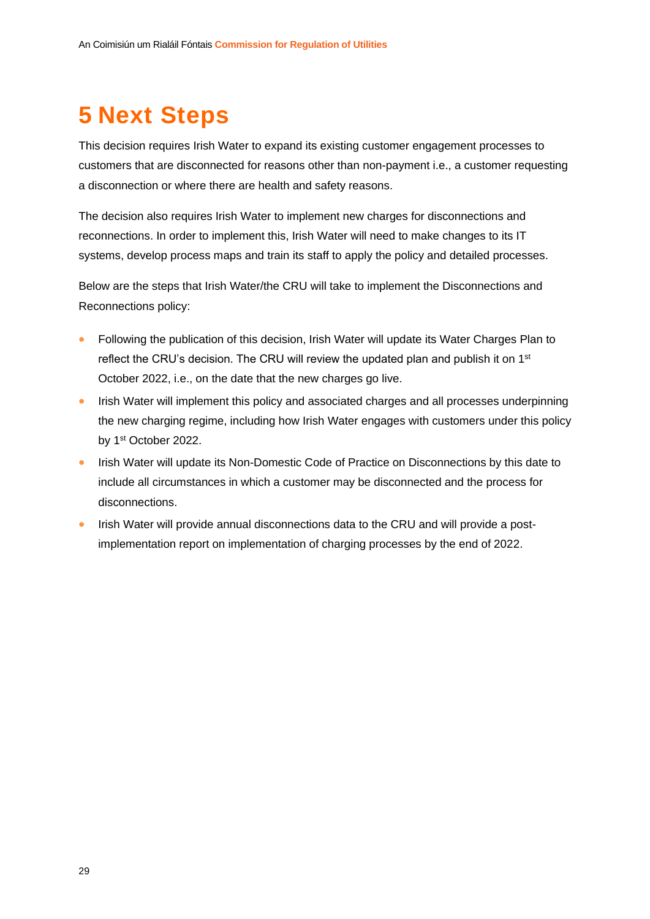# 5 Next Steps

This decision requires Irish Water to expand its existing customer engagement processes to customers that are disconnected for reasons other than non-payment i.e., a customer requesting a disconnection or where there are health and safety reasons.

The decision also requires Irish Water to implement new charges for disconnections and reconnections. In order to implement this, Irish Water will need to make changes to its IT systems, develop process maps and train its staff to apply the policy and detailed processes.

Below are the steps that Irish Water/the CRU will take to implement the Disconnections and Reconnections policy:

- Following the publication of this decision, Irish Water will update its Water Charges Plan to reflect the CRU's decision. The CRU will review the updated plan and publish it on 1st October 2022, i.e., on the date that the new charges go live.
- Irish Water will implement this policy and associated charges and all processes underpinning the new charging regime, including how Irish Water engages with customers under this policy by 1st October 2022.
- Irish Water will update its Non-Domestic Code of Practice on Disconnections by this date to include all circumstances in which a customer may be disconnected and the process for disconnections.
- Irish Water will provide annual disconnections data to the CRU and will provide a post-implementation report on implementation of charging processes by the end of 2022.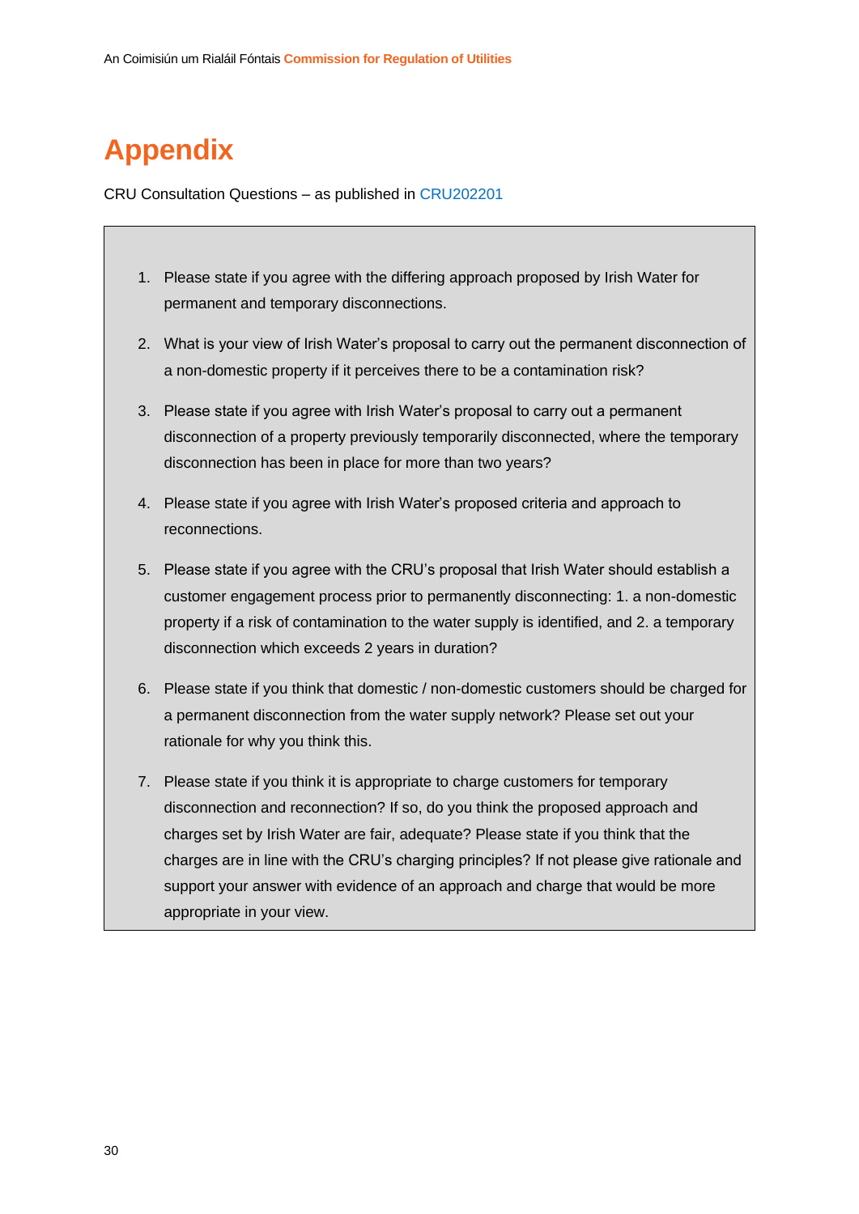# Appendix

CRU Consultation Questions – as published in CRU202201

1. Please state if you agree with the differing approach proposed by Irish Water for permanent and temporary disconnections.
2. What is your view of Irish Water's proposal to carry out the permanent disconnection of a non-domestic property if it perceives there to be a contamination risk?
3. Please state if you agree with Irish Water's proposal to carry out a permanent disconnection of a property previously temporarily disconnected, where the temporary disconnection has been in place for more than two years?
4. Please state if you agree with Irish Water's proposed criteria and approach to reconnections.
5. Please state if you agree with the CRU's proposal that Irish Water should establish a customer engagement process prior to permanently disconnecting: 1. a non-domestic property if a risk of contamination to the water supply is identified, and 2. a temporary disconnection which exceeds 2 years in duration?
6. Please state if you think that domestic / non-domestic customers should be charged for a permanent disconnection from the water supply network? Please set out your rationale for why you think this.
7. Please state if you think it is appropriate to charge customers for temporary disconnection and reconnection? If so, do you think the proposed approach and charges set by Irish Water are fair, adequate? Please state if you think that the charges are in line with the CRU's charging principles? If not please give rationale and support your answer with evidence of an approach and charge that would be more appropriate in your view.